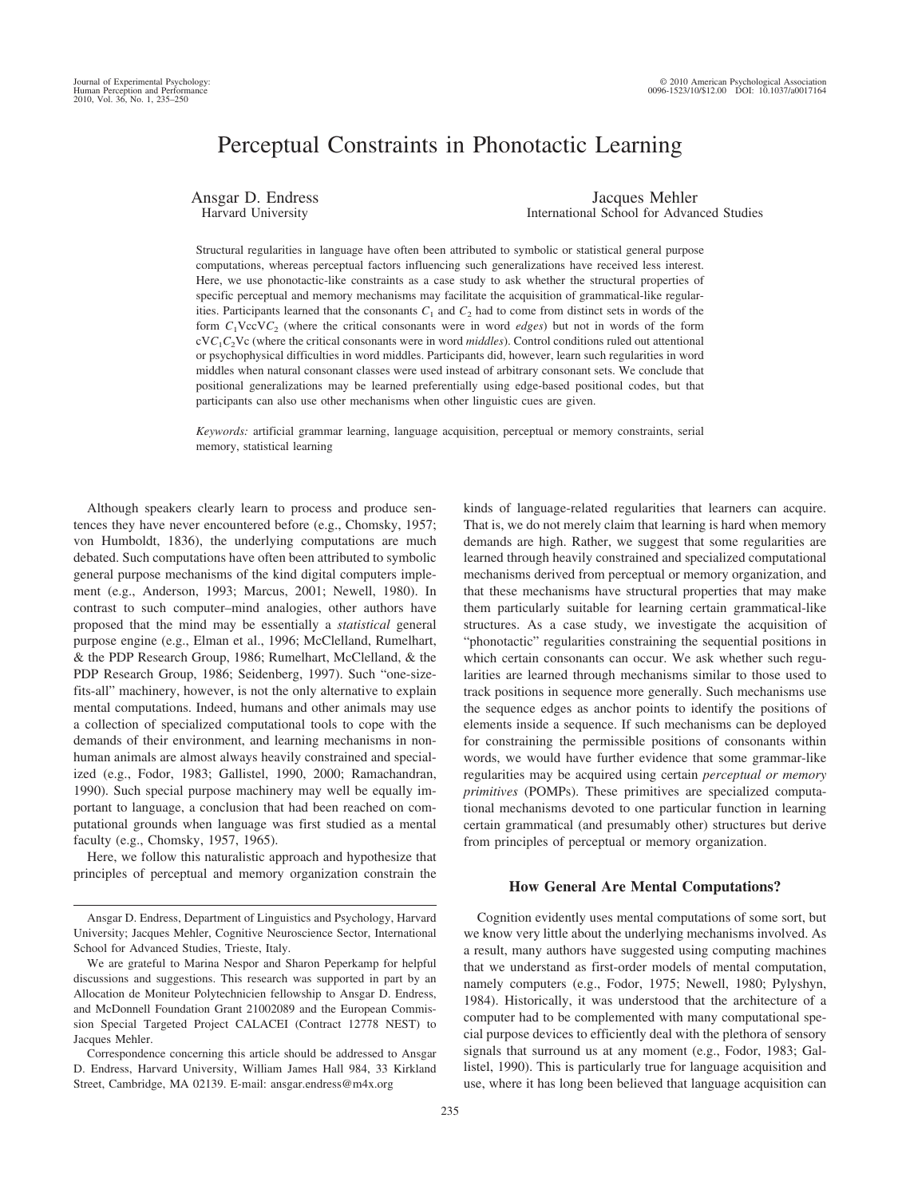# Perceptual Constraints in Phonotactic Learning

Ansgar D. Endress
Harvard University

Jacques Mehler
International School for Advanced Studies

Structural regularities in language have often been attributed to symbolic or statistical general purpose computations, whereas perceptual factors influencing such generalizations have received less interest. Here, we use phonotactic-like constraints as a case study to ask whether the structural properties of specific perceptual and memory mechanisms may facilitate the acquisition of grammatical-like regularities. Participants learned that the consonants $C_1$ and $C_2$ had to come from distinct sets in words of the form $C_1$VccV$C_2$ (where the critical consonants were in word *edges*) but not in words of the form cV$C_1C_2$Vc (where the critical consonants were in word *middles*). Control conditions ruled out attentional or psychophysical difficulties in word middles. Participants did, however, learn such regularities in word middles when natural consonant classes were used instead of arbitrary consonant sets. We conclude that positional generalizations may be learned preferentially using edge-based positional codes, but that participants can also use other mechanisms when other linguistic cues are given.

*Keywords:* artificial grammar learning, language acquisition, perceptual or memory constraints, serial memory, statistical learning

Although speakers clearly learn to process and produce sentences they have never encountered before (e.g., Chomsky, 1957; von Humboldt, 1836), the underlying computations are much debated. Such computations have often been attributed to symbolic general purpose mechanisms of the kind digital computers implement (e.g., Anderson, 1993; Marcus, 2001; Newell, 1980). In contrast to such computer–mind analogies, other authors have proposed that the mind may be essentially a *statistical* general purpose engine (e.g., Elman et al., 1996; McClelland, Rumelhart, & the PDP Research Group, 1986; Rumelhart, McClelland, & the PDP Research Group, 1986; Seidenberg, 1997). Such "one-size-fits-all" machinery, however, is not the only alternative to explain mental computations. Indeed, humans and other animals may use a collection of specialized computational tools to cope with the demands of their environment, and learning mechanisms in non-human animals are almost always heavily constrained and specialized (e.g., Fodor, 1983; Gallistel, 1990, 2000; Ramachandran, 1990). Such special purpose machinery may well be equally important to language, a conclusion that had been reached on computational grounds when language was first studied as a mental faculty (e.g., Chomsky, 1957, 1965).

Here, we follow this naturalistic approach and hypothesize that principles of perceptual and memory organization constrain the kinds of language-related regularities that learners can acquire. That is, we do not merely claim that learning is hard when memory demands are high. Rather, we suggest that some regularities are learned through heavily constrained and specialized computational mechanisms derived from perceptual or memory organization, and that these mechanisms have structural properties that may make them particularly suitable for learning certain grammatical-like structures. As a case study, we investigate the acquisition of "phonotactic" regularities constraining the sequential positions in which certain consonants can occur. We ask whether such regularities are learned through mechanisms similar to those used to track positions in sequence more generally. Such mechanisms use the sequence edges as anchor points to identify the positions of elements inside a sequence. If such mechanisms can be deployed for constraining the permissible positions of consonants within words, we would have further evidence that some grammar-like regularities may be acquired using certain *perceptual or memory primitives* (POMPs). These primitives are specialized computational mechanisms devoted to one particular function in learning certain grammatical (and presumably other) structures but derive from principles of perceptual or memory organization.

## How General Are Mental Computations?

Cognition evidently uses mental computations of some sort, but we know very little about the underlying mechanisms involved. As a result, many authors have suggested using computing machines that we understand as first-order models of mental computation, namely computers (e.g., Fodor, 1975; Newell, 1980; Pylyshyn, 1984). Historically, it was understood that the architecture of a computer had to be complemented with many computational special purpose devices to efficiently deal with the plethora of sensory signals that surround us at any moment (e.g., Fodor, 1983; Gallistel, 1990). This is particularly true for language acquisition and use, where it has long been believed that language acquisition can

---

Ansgar D. Endress, Department of Linguistics and Psychology, Harvard University; Jacques Mehler, Cognitive Neuroscience Sector, International School for Advanced Studies, Trieste, Italy.

We are grateful to Marina Nespor and Sharon Peperkamp for helpful discussions and suggestions. This research was supported in part by an Allocation de Moniteur Polytechnicien fellowship to Ansgar D. Endress, and McDonnell Foundation Grant 21002089 and the European Commission Special Targeted Project CALACEI (Contract 12778 NEST) to Jacques Mehler.

Correspondence concerning this article should be addressed to Ansgar D. Endress, Harvard University, William James Hall 984, 33 Kirkland Street, Cambridge, MA 02139. E-mail: ansgar.endress@m4x.org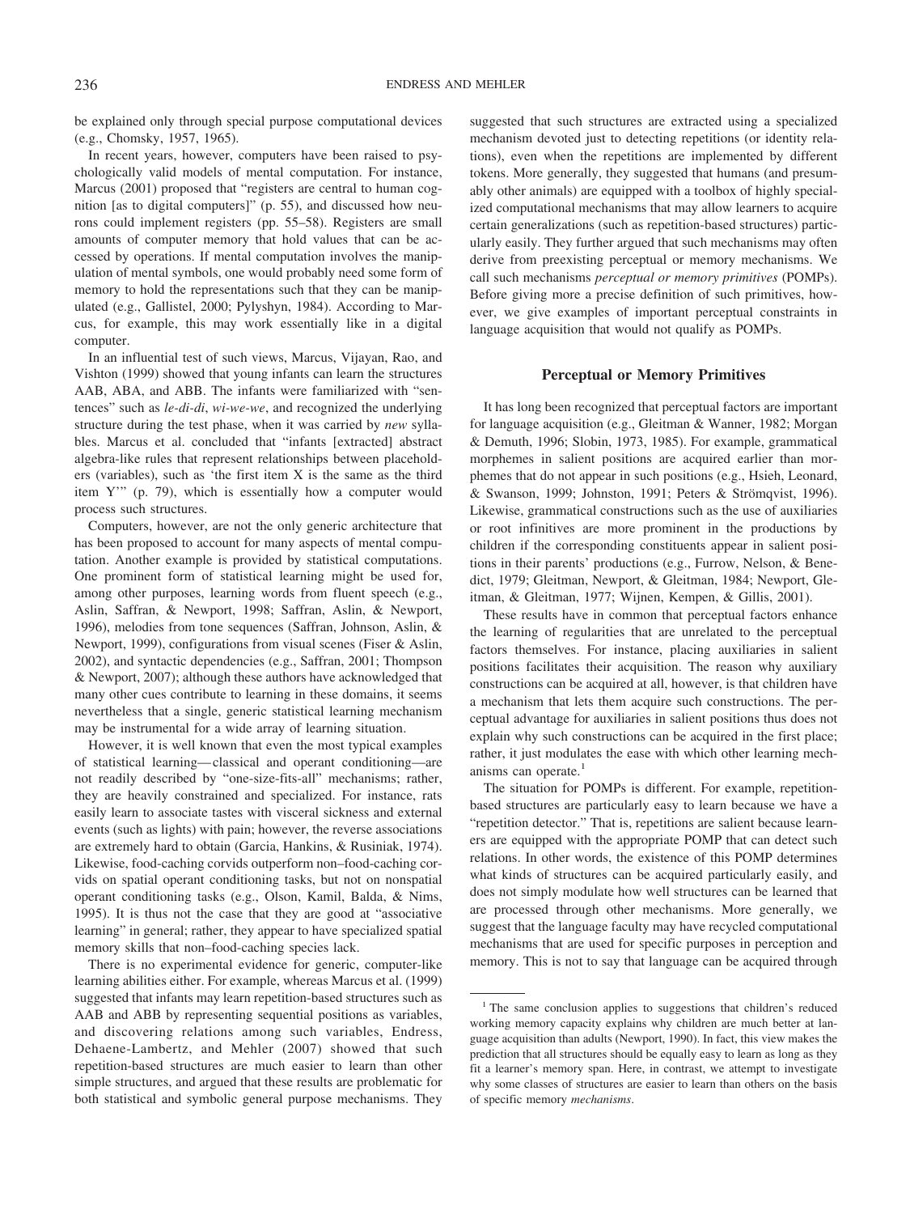be explained only through special purpose computational devices (e.g., Chomsky, 1957, 1965).

In recent years, however, computers have been raised to psychologically valid models of mental computation. For instance, Marcus (2001) proposed that "registers are central to human cognition [as to digital computers]" (p. 55), and discussed how neurons could implement registers (pp. 55–58). Registers are small amounts of computer memory that hold values that can be accessed by operations. If mental computation involves the manipulation of mental symbols, one would probably need some form of memory to hold the representations such that they can be manipulated (e.g., Gallistel, 2000; Pylyshyn, 1984). According to Marcus, for example, this may work essentially like in a digital computer.

In an influential test of such views, Marcus, Vijayan, Rao, and Vishton (1999) showed that young infants can learn the structures AAB, ABA, and ABB. The infants were familiarized with "sentences" such as *le-di-di*, *wi-we-we*, and recognized the underlying structure during the test phase, when it was carried by *new* syllables. Marcus et al. concluded that "infants [extracted] abstract algebra-like rules that represent relationships between placeholders (variables), such as 'the first item X is the same as the third item Y'" (p. 79), which is essentially how a computer would process such structures.

Computers, however, are not the only generic architecture that has been proposed to account for many aspects of mental computation. Another example is provided by statistical computations. One prominent form of statistical learning might be used for, among other purposes, learning words from fluent speech (e.g., Aslin, Saffran, & Newport, 1998; Saffran, Aslin, & Newport, 1996), melodies from tone sequences (Saffran, Johnson, Aslin, & Newport, 1999), configurations from visual scenes (Fiser & Aslin, 2002), and syntactic dependencies (e.g., Saffran, 2001; Thompson & Newport, 2007); although these authors have acknowledged that many other cues contribute to learning in these domains, it seems nevertheless that a single, generic statistical learning mechanism may be instrumental for a wide array of learning situation.

However, it is well known that even the most typical examples of statistical learning—classical and operant conditioning—are not readily described by "one-size-fits-all" mechanisms; rather, they are heavily constrained and specialized. For instance, rats easily learn to associate tastes with visceral sickness and external events (such as lights) with pain; however, the reverse associations are extremely hard to obtain (Garcia, Hankins, & Rusiniak, 1974). Likewise, food-caching corvids outperform non–food-caching corvids on spatial operant conditioning tasks, but not on nonspatial operant conditioning tasks (e.g., Olson, Kamil, Balda, & Nims, 1995). It is thus not the case that they are good at "associative learning" in general; rather, they appear to have specialized spatial memory skills that non–food-caching species lack.

There is no experimental evidence for generic, computer-like learning abilities either. For example, whereas Marcus et al. (1999) suggested that infants may learn repetition-based structures such as AAB and ABB by representing sequential positions as variables, and discovering relations among such variables, Endress, Dehaene-Lambertz, and Mehler (2007) showed that such repetition-based structures are much easier to learn than other simple structures, and argued that these results are problematic for both statistical and symbolic general purpose mechanisms. They suggested that such structures are extracted using a specialized mechanism devoted just to detecting repetitions (or identity relations), even when the repetitions are implemented by different tokens. More generally, they suggested that humans (and presumably other animals) are equipped with a toolbox of highly specialized computational mechanisms that may allow learners to acquire certain generalizations (such as repetition-based structures) particularly easily. They further argued that such mechanisms may often derive from preexisting perceptual or memory mechanisms. We call such mechanisms *perceptual or memory primitives* (POMPs). Before giving more a precise definition of such primitives, however, we give examples of important perceptual constraints in language acquisition that would not qualify as POMPs.

## Perceptual or Memory Primitives

It has long been recognized that perceptual factors are important for language acquisition (e.g., Gleitman & Wanner, 1982; Morgan & Demuth, 1996; Slobin, 1973, 1985). For example, grammatical morphemes in salient positions are acquired earlier than morphemes that do not appear in such positions (e.g., Hsieh, Leonard, & Swanson, 1999; Johnston, 1991; Peters & Strömqvist, 1996). Likewise, grammatical constructions such as the use of auxiliaries or root infinitives are more prominent in the productions by children if the corresponding constituents appear in salient positions in their parents' productions (e.g., Furrow, Nelson, & Benedict, 1979; Gleitman, Newport, & Gleitman, 1984; Newport, Gleitman, & Gleitman, 1977; Wijnen, Kempen, & Gillis, 2001).

These results have in common that perceptual factors enhance the learning of regularities that are unrelated to the perceptual factors themselves. For instance, placing auxiliaries in salient positions facilitates their acquisition. The reason why auxiliary constructions can be acquired at all, however, is that children have a mechanism that lets them acquire such constructions. The perceptual advantage for auxiliaries in salient positions thus does not explain why such constructions can be acquired in the first place; rather, it just modulates the ease with which other learning mechanisms can operate.[1]

The situation for POMPs is different. For example, repetition-based structures are particularly easy to learn because we have a "repetition detector." That is, repetitions are salient because learners are equipped with the appropriate POMP that can detect such relations. In other words, the existence of this POMP determines what kinds of structures can be acquired particularly easily, and does not simply modulate how well structures can be learned that are processed through other mechanisms. More generally, we suggest that the language faculty may have recycled computational mechanisms that are used for specific purposes in perception and memory. This is not to say that language can be acquired through

[1] The same conclusion applies to suggestions that children's reduced working memory capacity explains why children are much better at language acquisition than adults (Newport, 1990). In fact, this view makes the prediction that all structures should be equally easy to learn as long as they fit a learner's memory span. Here, in contrast, we attempt to investigate why some classes of structures are easier to learn than others on the basis of specific memory *mechanisms*.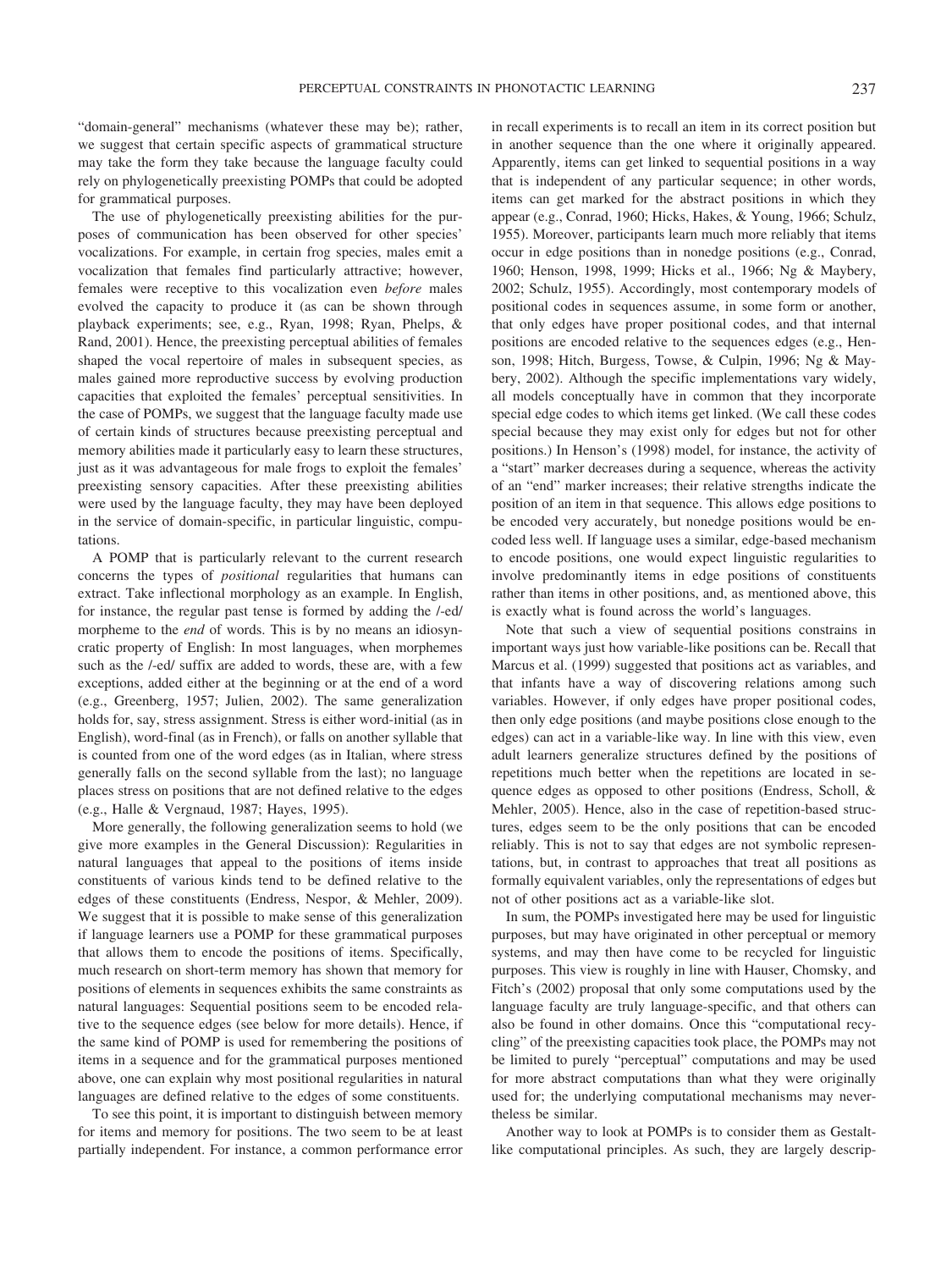"domain-general" mechanisms (whatever these may be); rather, we suggest that certain specific aspects of grammatical structure may take the form they take because the language faculty could rely on phylogenetically preexisting POMPs that could be adopted for grammatical purposes.

The use of phylogenetically preexisting abilities for the purposes of communication has been observed for other species' vocalizations. For example, in certain frog species, males emit a vocalization that females find particularly attractive; however, females were receptive to this vocalization even *before* males evolved the capacity to produce it (as can be shown through playback experiments; see, e.g., Ryan, 1998; Ryan, Phelps, & Rand, 2001). Hence, the preexisting perceptual abilities of females shaped the vocal repertoire of males in subsequent species, as males gained more reproductive success by evolving production capacities that exploited the females' perceptual sensitivities. In the case of POMPs, we suggest that the language faculty made use of certain kinds of structures because preexisting perceptual and memory abilities made it particularly easy to learn these structures, just as it was advantageous for male frogs to exploit the females' preexisting sensory capacities. After these preexisting abilities were used by the language faculty, they may have been deployed in the service of domain-specific, in particular linguistic, computations.

A POMP that is particularly relevant to the current research concerns the types of *positional* regularities that humans can extract. Take inflectional morphology as an example. In English, for instance, the regular past tense is formed by adding the /-ed/ morpheme to the *end* of words. This is by no means an idiosyncratic property of English: In most languages, when morphemes such as the /-ed/ suffix are added to words, these are, with a few exceptions, added either at the beginning or at the end of a word (e.g., Greenberg, 1957; Julien, 2002). The same generalization holds for, say, stress assignment. Stress is either word-initial (as in English), word-final (as in French), or falls on another syllable that is counted from one of the word edges (as in Italian, where stress generally falls on the second syllable from the last); no language places stress on positions that are not defined relative to the edges (e.g., Halle & Vergnaud, 1987; Hayes, 1995).

More generally, the following generalization seems to hold (we give more examples in the General Discussion): Regularities in natural languages that appeal to the positions of items inside constituents of various kinds tend to be defined relative to the edges of these constituents (Endress, Nespor, & Mehler, 2009). We suggest that it is possible to make sense of this generalization if language learners use a POMP for these grammatical purposes that allows them to encode the positions of items. Specifically, much research on short-term memory has shown that memory for positions of elements in sequences exhibits the same constraints as natural languages: Sequential positions seem to be encoded relative to the sequence edges (see below for more details). Hence, if the same kind of POMP is used for remembering the positions of items in a sequence and for the grammatical purposes mentioned above, one can explain why most positional regularities in natural languages are defined relative to the edges of some constituents.

To see this point, it is important to distinguish between memory for items and memory for positions. The two seem to be at least partially independent. For instance, a common performance error in recall experiments is to recall an item in its correct position but in another sequence than the one where it originally appeared. Apparently, items can get linked to sequential positions in a way that is independent of any particular sequence; in other words, items can get marked for the abstract positions in which they appear (e.g., Conrad, 1960; Hicks, Hakes, & Young, 1966; Schulz, 1955). Moreover, participants learn much more reliably that items occur in edge positions than in nonedge positions (e.g., Conrad, 1960; Henson, 1998, 1999; Hicks et al., 1966; Ng & Maybery, 2002; Schulz, 1955). Accordingly, most contemporary models of positional codes in sequences assume, in some form or another, that only edges have proper positional codes, and that internal positions are encoded relative to the sequences edges (e.g., Henson, 1998; Hitch, Burgess, Towse, & Culpin, 1996; Ng & Maybery, 2002). Although the specific implementations vary widely, all models conceptually have in common that they incorporate special edge codes to which items get linked. (We call these codes special because they may exist only for edges but not for other positions.) In Henson's (1998) model, for instance, the activity of a "start" marker decreases during a sequence, whereas the activity of an "end" marker increases; their relative strengths indicate the position of an item in that sequence. This allows edge positions to be encoded very accurately, but nonedge positions would be encoded less well. If language uses a similar, edge-based mechanism to encode positions, one would expect linguistic regularities to involve predominantly items in edge positions of constituents rather than items in other positions, and, as mentioned above, this is exactly what is found across the world's languages.

Note that such a view of sequential positions constrains in important ways just how variable-like positions can be. Recall that Marcus et al. (1999) suggested that positions act as variables, and that infants have a way of discovering relations among such variables. However, if only edges have proper positional codes, then only edge positions (and maybe positions close enough to the edges) can act in a variable-like way. In line with this view, even adult learners generalize structures defined by the positions of repetitions much better when the repetitions are located in sequence edges as opposed to other positions (Endress, Scholl, & Mehler, 2005). Hence, also in the case of repetition-based structures, edges seem to be the only positions that can be encoded reliably. This is not to say that edges are not symbolic representations, but, in contrast to approaches that treat all positions as formally equivalent variables, only the representations of edges but not of other positions act as a variable-like slot.

In sum, the POMPs investigated here may be used for linguistic purposes, but may have originated in other perceptual or memory systems, and may then have come to be recycled for linguistic purposes. This view is roughly in line with Hauser, Chomsky, and Fitch's (2002) proposal that only some computations used by the language faculty are truly language-specific, and that others can also be found in other domains. Once this "computational recycling" of the preexisting capacities took place, the POMPs may not be limited to purely "perceptual" computations and may be used for more abstract computations than what they were originally used for; the underlying computational mechanisms may nevertheless be similar.

Another way to look at POMPs is to consider them as Gestalt-like computational principles. As such, they are largely descrip-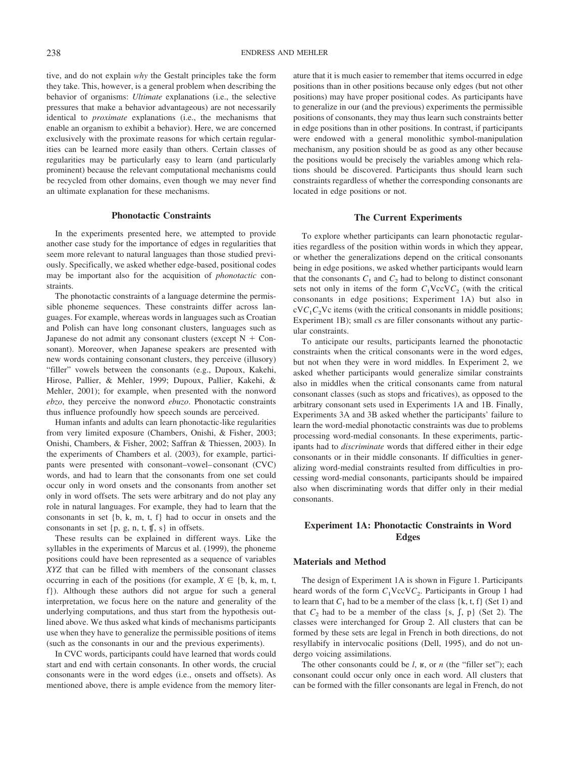tive, and do not explain *why* the Gestalt principles take the form they take. This, however, is a general problem when describing the behavior of organisms: *Ultimate* explanations (i.e., the selective pressures that make a behavior advantageous) are not necessarily identical to *proximate* explanations (i.e., the mechanisms that enable an organism to exhibit a behavior). Here, we are concerned exclusively with the proximate reasons for which certain regularities can be learned more easily than others. Certain classes of regularities may be particularly easy to learn (and particularly prominent) because the relevant computational mechanisms could be recycled from other domains, even though we may never find an ultimate explanation for these mechanisms.

## Phonotactic Constraints

In the experiments presented here, we attempted to provide another case study for the importance of edges in regularities that seem more relevant to natural languages than those studied previously. Specifically, we asked whether edge-based, positional codes may be important also for the acquisition of *phonotactic* constraints.

The phonotactic constraints of a language determine the permissible phoneme sequences. These constraints differ across languages. For example, whereas words in languages such as Croatian and Polish can have long consonant clusters, languages such as Japanese do not admit any consonant clusters (except N + Consonant). Moreover, when Japanese speakers are presented with new words containing consonant clusters, they perceive (illusory) "filler" vowels between the consonants (e.g., Dupoux, Kakehi, Hirose, Pallier, & Mehler, 1999; Dupoux, Pallier, Kakehi, & Mehler, 2001); for example, when presented with the nonword *ebzo*, they perceive the nonword *ebuzo*. Phonotactic constraints thus influence profoundly how speech sounds are perceived.

Human infants and adults can learn phonotactic-like regularities from very limited exposure (Chambers, Onishi, & Fisher, 2003; Onishi, Chambers, & Fisher, 2002; Saffran & Thiessen, 2003). In the experiments of Chambers et al. (2003), for example, participants were presented with consonant–vowel–consonant (CVC) words, and had to learn that the consonants from one set could occur only in word onsets and the consonants from another set only in word offsets. The sets were arbitrary and do not play any role in natural languages. For example, they had to learn that the consonants in set {b, k, m, t, f} had to occur in onsets and the consonants in set {p, g, n, t, ʧ, s} in offsets.

These results can be explained in different ways. Like the syllables in the experiments of Marcus et al. (1999), the phoneme positions could have been represented as a sequence of variables *XYZ* that can be filled with members of the consonant classes occurring in each of the positions (for example, $X \in$ {b, k, m, t, f}). Although these authors did not argue for such a general interpretation, we focus here on the nature and generality of the underlying computations, and thus start from the hypothesis outlined above. We thus asked what kinds of mechanisms participants use when they have to generalize the permissible positions of items (such as the consonants in our and the previous experiments).

In CVC words, participants could have learned that words could start and end with certain consonants. In other words, the crucial consonants were in the word edges (i.e., onsets and offsets). As mentioned above, there is ample evidence from the memory literature that it is much easier to remember that items occurred in edge positions than in other positions because only edges (but not other positions) may have proper positional codes. As participants have to generalize in our (and the previous) experiments the permissible positions of consonants, they may thus learn such constraints better in edge positions than in other positions. In contrast, if participants were endowed with a general monolithic symbol-manipulation mechanism, any position should be as good as any other because the positions would be precisely the variables among which relations should be discovered. Participants thus should learn such constraints regardless of whether the corresponding consonants are located in edge positions or not.

## The Current Experiments

To explore whether participants can learn phonotactic regularities regardless of the position within words in which they appear, or whether the generalizations depend on the critical consonants being in edge positions, we asked whether participants would learn that the consonants $C_1$ and $C_2$ had to belong to distinct consonant sets not only in items of the form $C_1$VccV$C_2$ (with the critical consonants in edge positions; Experiment 1A) but also in cV$C_1C_2$Vc items (with the critical consonants in middle positions; Experiment 1B); small *c*s are filler consonants without any particular constraints.

To anticipate our results, participants learned the phonotactic constraints when the critical consonants were in the word edges, but not when they were in word middles. In Experiment 2, we asked whether participants would generalize similar constraints also in middles when the critical consonants came from natural consonant classes (such as stops and fricatives), as opposed to the arbitrary consonant sets used in Experiments 1A and 1B. Finally, Experiments 3A and 3B asked whether the participants' failure to learn the word-medial phonotactic constraints was due to problems processing word-medial consonants. In these experiments, participants had to *discriminate* words that differed either in their edge consonants or in their middle consonants. If difficulties in generalizing word-medial constraints resulted from difficulties in processing word-medial consonants, participants should be impaired also when discriminating words that differ only in their medial consonants.

## Experiment 1A: Phonotactic Constraints in Word Edges

### Materials and Method

The design of Experiment 1A is shown in Figure 1. Participants heard words of the form $C_1$VccV$C_2$. Participants in Group 1 had to learn that $C_1$ had to be a member of the class {k, t, f} (Set 1) and that $C_2$ had to be a member of the class {s, ʃ, p} (Set 2). The classes were interchanged for Group 2. All clusters that can be formed by these sets are legal in French in both directions, do not resyllabify in intervocalic positions (Dell, 1995), and do not undergo voicing assimilations.

The other consonants could be *l*, ʁ, or *n* (the "filler set"); each consonant could occur only once in each word. All clusters that can be formed with the filler consonants are legal in French, do not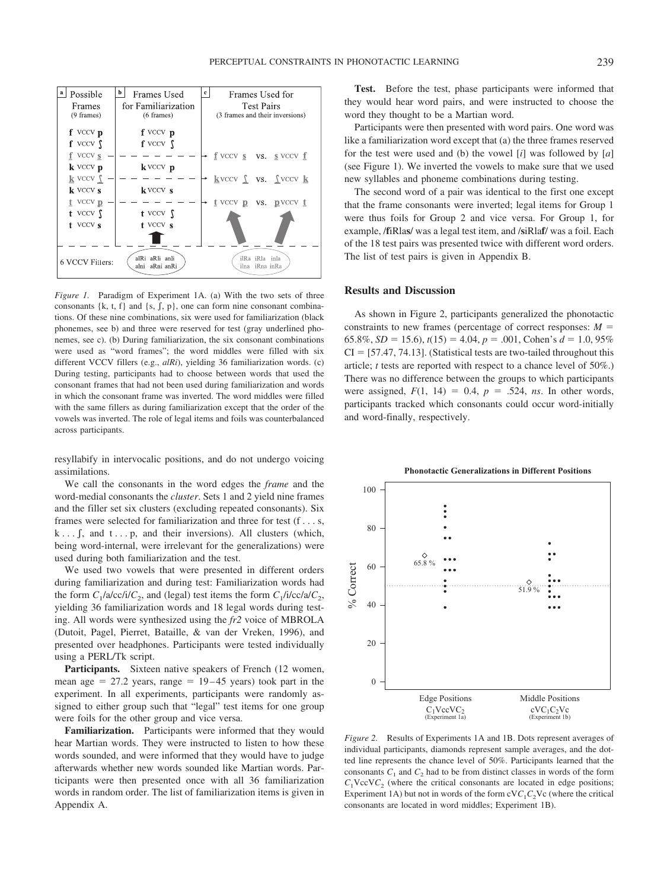*Figure 1.* Paradigm of Experiment 1A. (a) With the two sets of three consonants {k, t, f} and {s, ʃ, p}, one can form nine consonant combinations. Of these nine combinations, six were used for familiarization (black phonemes, see b) and three were reserved for test (gray underlined phonemes, see c). (b) During familiarization, the six consonant combinations were used as "word frames"; the word middles were filled with six different VCCV fillers (e.g., *alRi*), yielding 36 familiarization words. (c) During testing, participants had to choose between words that used the consonant frames that had not been used during familiarization and words in which the consonant frame was inverted. The word middles were filled with the same fillers as during familiarization except that the order of the vowels was inverted. The role of legal items and foils was counterbalanced across participants.

resyllabify in intervocalic positions, and do not undergo voicing assimilations.

We call the consonants in the word edges the *frame* and the word-medial consonants the *cluster*. Sets 1 and 2 yield nine frames and the filler set six clusters (excluding repeated consonants). Six frames were selected for familiarization and three for test (f . . . s, k . . . ʃ, and t . . . p, and their inversions). All clusters (which, being word-internal, were irrelevant for the generalizations) were used during both familiarization and the test.

We used two vowels that were presented in different orders during familiarization and during test: Familiarization words had the form $C_1$/a/cc/i/$C_2$, and (legal) test items the form $C_1$/i/cc/a/$C_2$, yielding 36 familiarization words and 18 legal words during testing. All words were synthesized using the *fr2* voice of MBROLA (Dutoit, Pagel, Pierret, Bataille, & van der Vreken, 1996), and presented over headphones. Participants were tested individually using a PERL/Tk script.

**Participants.** Sixteen native speakers of French (12 women, mean age = 27.2 years, range = 19–45 years) took part in the experiment. In all experiments, participants were randomly assigned to either group such that "legal" test items for one group were foils for the other group and vice versa.

**Familiarization.** Participants were informed that they would hear Martian words. They were instructed to listen to how these words sounded, and were informed that they would have to judge afterwards whether new words sounded like Martian words. Participants were then presented once with all 36 familiarization words in random order. The list of familiarization items is given in Appendix A.

**Test.** Before the test, phase participants were informed that they would hear word pairs, and were instructed to choose the word they thought to be a Martian word.

Participants were then presented with word pairs. One word was like a familiarization word except that (a) the three frames reserved for the test were used and (b) the vowel [*i*] was followed by [*a*] (see Figure 1). We inverted the vowels to make sure that we used new syllables and phoneme combinations during testing.

The second word of a pair was identical to the first one except that the frame consonants were inverted; legal items for Group 1 were thus foils for Group 2 and vice versa. For Group 1, for example, /**f**iRla**s**/ was a legal test item, and /**s**iRla**f**/ was a foil. Each of the 18 test pairs was presented twice with different word orders. The list of test pairs is given in Appendix B.

## Results and Discussion

As shown in Figure 2, participants generalized the phonotactic constraints to new frames (percentage of correct responses: $M$ = 65.8%, $SD$ = 15.6), $t(15)$ = 4.04, $p$ = .001, Cohen's $d$ = 1.0, 95% CI = [57.47, 74.13]. (Statistical tests are two-tailed throughout this article; $t$ tests are reported with respect to a chance level of 50%.) There was no difference between the groups to which participants were assigned, $F(1, 14)$ = 0.4, $p$ = .524, *ns*. In other words, participants tracked which consonants could occur word-initially and word-finally, respectively.

*Figure 2.* Results of Experiments 1A and 1B. Dots represent averages of individual participants, diamonds represent sample averages, and the dotted line represents the chance level of 50%. Participants learned that the consonants $C_1$ and $C_2$ had to be from distinct classes in words of the form $C_1VccVC_2$ (where the critical consonants are located in edge positions; Experiment 1A) but not in words of the form $cVC_1C_2Vc$ (where the critical consonants are located in word middles; Experiment 1B).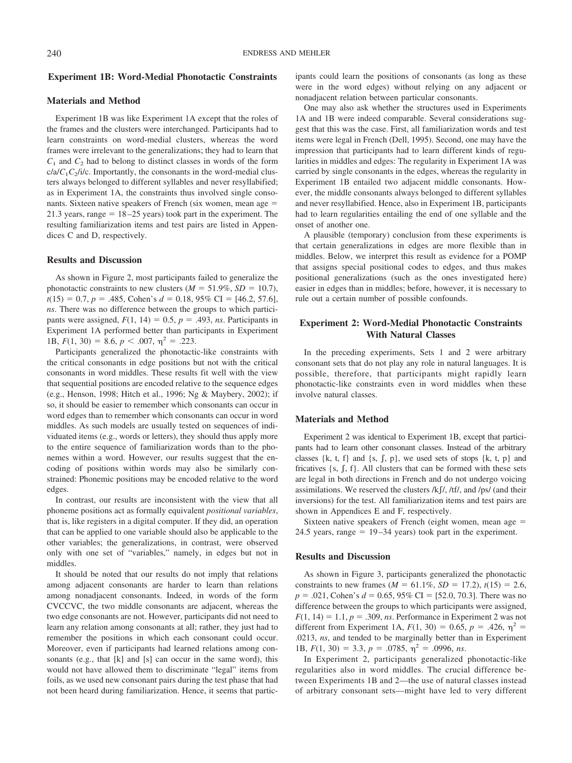## Experiment 1B: Word-Medial Phonotactic Constraints

### Materials and Method

Experiment 1B was like Experiment 1A except that the roles of the frames and the clusters were interchanged. Participants had to learn constraints on word-medial clusters, whereas the word frames were irrelevant to the generalizations; they had to learn that $C_1$ and $C_2$ had to belong to distinct classes in words of the form c/a/$C_1C_2$/i/c. Importantly, the consonants in the word-medial clusters always belonged to different syllables and never resyllabified; as in Experiment 1A, the constraints thus involved single consonants. Sixteen native speakers of French (six women, mean age = 21.3 years, range = 18–25 years) took part in the experiment. The resulting familiarization items and test pairs are listed in Appendices C and D, respectively.

### Results and Discussion

As shown in Figure 2, most participants failed to generalize the phonotactic constraints to new clusters ($M$ = 51.9%, $SD$ = 10.7), $t(15) = 0.7$, $p = .485$, Cohen's $d = 0.18$, 95% CI = [46.2, 57.6], *ns*. There was no difference between the groups to which participants were assigned, $F(1, 14) = 0.5$, $p = .493$, *ns*. Participants in Experiment 1A performed better than participants in Experiment 1B, $F(1, 30) = 8.6$, $p < .007$, $\eta^2 = .223$.

Participants generalized the phonotactic-like constraints with the critical consonants in edge positions but not with the critical consonants in word middles. These results fit well with the view that sequential positions are encoded relative to the sequence edges (e.g., Henson, 1998; Hitch et al., 1996; Ng & Maybery, 2002); if so, it should be easier to remember which consonants can occur in word edges than to remember which consonants can occur in word middles. As such models are usually tested on sequences of individuated items (e.g., words or letters), they should thus apply more to the entire sequence of familiarization words than to the phonemes within a word. However, our results suggest that the encoding of positions within words may also be similarly constrained: Phonemic positions may be encoded relative to the word edges.

In contrast, our results are inconsistent with the view that all phoneme positions act as formally equivalent *positional variables*, that is, like registers in a digital computer. If they did, an operation that can be applied to one variable should also be applicable to the other variables; the generalizations, in contrast, were observed only with one set of "variables," namely, in edges but not in middles.

It should be noted that our results do not imply that relations among adjacent consonants are harder to learn than relations among nonadjacent consonants. Indeed, in words of the form CVCCVC, the two middle consonants are adjacent, whereas the two edge consonants are not. However, participants did not need to learn any relation among consonants at all; rather, they just had to remember the positions in which each consonant could occur. Moreover, even if participants had learned relations among consonants (e.g., that [k] and [s] can occur in the same word), this would not have allowed them to discriminate "legal" items from foils, as we used new consonant pairs during the test phase that had not been heard during familiarization. Hence, it seems that participants could learn the positions of consonants (as long as these were in the word edges) without relying on any adjacent or nonadjacent relation between particular consonants.

One may also ask whether the structures used in Experiments 1A and 1B were indeed comparable. Several considerations suggest that this was the case. First, all familiarization words and test items were legal in French (Dell, 1995). Second, one may have the impression that participants had to learn different kinds of regularities in middles and edges: The regularity in Experiment 1A was carried by single consonants in the edges, whereas the regularity in Experiment 1B entailed two adjacent middle consonants. However, the middle consonants always belonged to different syllables and never resyllabified. Hence, also in Experiment 1B, participants had to learn regularities entailing the end of one syllable and the onset of another one.

A plausible (temporary) conclusion from these experiments is that certain generalizations in edges are more flexible than in middles. Below, we interpret this result as evidence for a POMP that assigns special positional codes to edges, and thus makes positional generalizations (such as the ones investigated here) easier in edges than in middles; before, however, it is necessary to rule out a certain number of possible confounds.

## Experiment 2: Word-Medial Phonotactic Constraints With Natural Classes

In the preceding experiments, Sets 1 and 2 were arbitrary consonant sets that do not play any role in natural languages. It is possible, therefore, that participants might rapidly learn phonotactic-like constraints even in word middles when these involve natural classes.

### Materials and Method

Experiment 2 was identical to Experiment 1B, except that participants had to learn other consonant classes. Instead of the arbitrary classes {k, t, f} and {s, ʃ, p}, we used sets of stops {k, t, p} and fricatives {s, ʃ, f}. All clusters that can be formed with these sets are legal in both directions in French and do not undergo voicing assimilations. We reserved the clusters /kʃ/, /tf/, and /ps/ (and their inversions) for the test. All familiarization items and test pairs are shown in Appendices E and F, respectively.

Sixteen native speakers of French (eight women, mean age = 24.5 years, range = 19–34 years) took part in the experiment.

### Results and Discussion

As shown in Figure 3, participants generalized the phonotactic constraints to new frames ($M$ = 61.1%, $SD$ = 17.2), $t(15) = 2.6$, $p = .021$, Cohen's $d = 0.65$, 95% CI = [52.0, 70.3]. There was no difference between the groups to which participants were assigned, $F(1, 14) = 1.1$, $p = .309$, *ns*. Performance in Experiment 2 was not different from Experiment 1A, $F(1, 30) = 0.65$, $p = .426$, $\eta^2 = .0213$, *ns*, and tended to be marginally better than in Experiment 1B, $F(1, 30) = 3.3$, $p = .0785$, $\eta^2 = .0996$, *ns*.

In Experiment 2, participants generalized phonotactic-like regularities also in word middles. The crucial difference between Experiments 1B and 2—the use of natural classes instead of arbitrary consonant sets—might have led to very different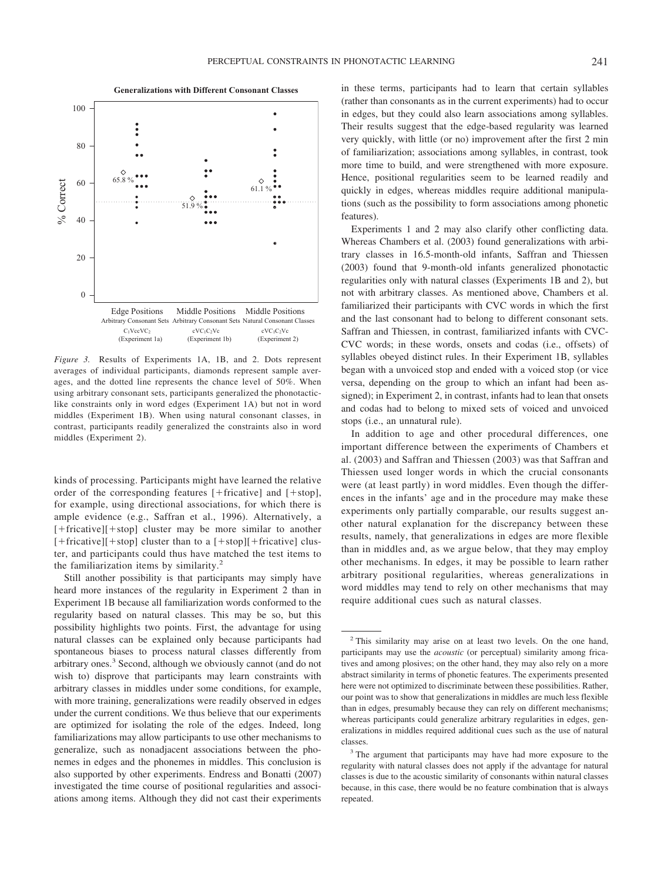**Generalizations with Different Consonant Classes**

100

80

60

40

20

0

% Correct

65.8 %

51.9 %

61.1 %

Edge Positions
Arbitrary Consonant Sets
$C_1VccVC_2$
(Experiment 1a)

Middle Positions
Arbitrary Consonant Sets
$cVC_1C_2Vc$
(Experiment 1b)

Middle Positions
Natural Consonant Classes
$cVC_1C_2Vc$
(Experiment 2)

*Figure 3.* Results of Experiments 1A, 1B, and 2. Dots represent averages of individual participants, diamonds represent sample averages, and the dotted line represents the chance level of 50%. When using arbitrary consonant sets, participants generalized the phonotactic-like constraints only in word edges (Experiment 1A) but not in word middles (Experiment 1B). When using natural consonant classes, in contrast, participants readily generalized the constraints also in word middles (Experiment 2).

kinds of processing. Participants might have learned the relative order of the corresponding features [+fricative] and [+stop], for example, using directional associations, for which there is ample evidence (e.g., Saffran et al., 1996). Alternatively, a [+fricative][+stop] cluster may be more similar to another [+fricative][+stop] cluster than to a [+stop][+fricative] cluster, and participants could thus have matched the test items to the familiarization items by similarity.[2]

Still another possibility is that participants may simply have heard more instances of the regularity in Experiment 2 than in Experiment 1B because all familiarization words conformed to the regularity based on natural classes. This may be so, but this possibility highlights two points. First, the advantage for using natural classes can be explained only because participants had spontaneous biases to process natural classes differently from arbitrary ones.[3] Second, although we obviously cannot (and do not wish to) disprove that participants may learn constraints with arbitrary classes in middles under some conditions, for example, with more training, generalizations were readily observed in edges under the current conditions. We thus believe that our experiments are optimized for isolating the role of the edges. Indeed, long familiarizations may allow participants to use other mechanisms to generalize, such as nonadjacent associations between the phonemes in edges and the phonemes in middles. This conclusion is also supported by other experiments. Endress and Bonatti (2007) investigated the time course of positional regularities and associations among items. Although they did not cast their experiments in these terms, participants had to learn that certain syllables (rather than consonants as in the current experiments) had to occur in edges, but they could also learn associations among syllables. Their results suggest that the edge-based regularity was learned very quickly, with little (or no) improvement after the first 2 min of familiarization; associations among syllables, in contrast, took more time to build, and were strengthened with more exposure. Hence, positional regularities seem to be learned readily and quickly in edges, whereas middles require additional manipulations (such as the possibility to form associations among phonetic features).

Experiments 1 and 2 may also clarify other conflicting data. Whereas Chambers et al. (2003) found generalizations with arbitrary classes in 16.5-month-old infants, Saffran and Thiessen (2003) found that 9-month-old infants generalized phonotactic regularities only with natural classes (Experiments 1B and 2), but not with arbitrary classes. As mentioned above, Chambers et al. familiarized their participants with CVC words in which the first and the last consonant had to belong to different consonant sets. Saffran and Thiessen, in contrast, familiarized infants with CVC-CVC words; in these words, onsets and codas (i.e., offsets) of syllables obeyed distinct rules. In their Experiment 1B, syllables began with a unvoiced stop and ended with a voiced stop (or vice versa, depending on the group to which an infant had been assigned); in Experiment 2, in contrast, infants had to lean that onsets and codas had to belong to mixed sets of voiced and unvoiced stops (i.e., an unnatural rule).

In addition to age and other procedural differences, one important difference between the experiments of Chambers et al. (2003) and Saffran and Thiessen (2003) was that Saffran and Thiessen used longer words in which the crucial consonants were (at least partly) in word middles. Even though the differences in the infants' age and in the procedure may make these experiments only partially comparable, our results suggest another natural explanation for the discrepancy between these results, namely, that generalizations in edges are more flexible than in middles and, as we argue below, that they may employ other mechanisms. In edges, it may be possible to learn rather arbitrary positional regularities, whereas generalizations in word middles may tend to rely on other mechanisms that may require additional cues such as natural classes.

[2] This similarity may arise on at least two levels. On the one hand, participants may use the *acoustic* (or perceptual) similarity among fricatives and among plosives; on the other hand, they may also rely on a more abstract similarity in terms of phonetic features. The experiments presented here were not optimized to discriminate between these possibilities. Rather, our point was to show that generalizations in middles are much less flexible than in edges, presumably because they can rely on different mechanisms; whereas participants could generalize arbitrary regularities in edges, generalizations in middles required additional cues such as the use of natural classes.

[3] The argument that participants may have had more exposure to the regularity with natural classes does not apply if the advantage for natural classes is due to the acoustic similarity of consonants within natural classes because, in this case, there would be no feature combination that is always repeated.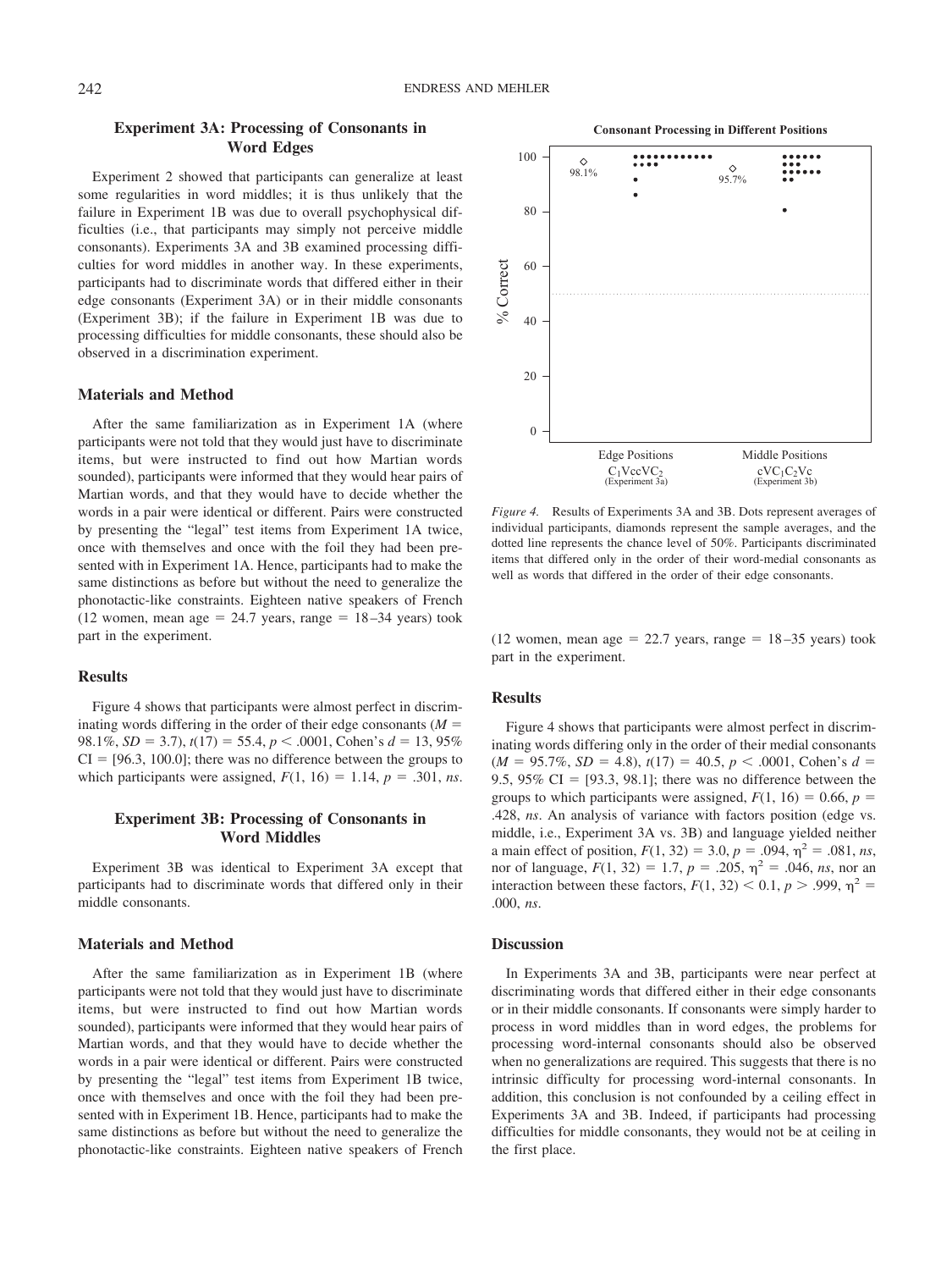## Experiment 3A: Processing of Consonants in Word Edges

Experiment 2 showed that participants can generalize at least some regularities in word middles; it is thus unlikely that the failure in Experiment 1B was due to overall psychophysical difficulties (i.e., that participants may simply not perceive middle consonants). Experiments 3A and 3B examined processing difficulties for word middles in another way. In these experiments, participants had to discriminate words that differed either in their edge consonants (Experiment 3A) or in their middle consonants (Experiment 3B); if the failure in Experiment 1B was due to processing difficulties for middle consonants, these should also be observed in a discrimination experiment.

### Materials and Method

After the same familiarization as in Experiment 1A (where participants were not told that they would just have to discriminate items, but were instructed to find out how Martian words sounded), participants were informed that they would hear pairs of Martian words, and that they would have to decide whether the words in a pair were identical or different. Pairs were constructed by presenting the "legal" test items from Experiment 1A twice, once with themselves and once with the foil they had been presented with in Experiment 1A. Hence, participants had to make the same distinctions as before but without the need to generalize the phonotactic-like constraints. Eighteen native speakers of French (12 women, mean age = 24.7 years, range = 18–34 years) took part in the experiment.

### Results

Figure 4 shows that participants were almost perfect in discriminating words differing in the order of their edge consonants ($M$ = 98.1%, $SD$ = 3.7), $t(17) = 55.4$, $p < .0001$, Cohen's $d$ = 13, 95% CI = [96.3, 100.0]; there was no difference between the groups to which participants were assigned, $F(1, 16) = 1.14$, $p = .301$, *ns*.

## Experiment 3B: Processing of Consonants in Word Middles

Experiment 3B was identical to Experiment 3A except that participants had to discriminate words that differed only in their middle consonants.

### Materials and Method

After the same familiarization as in Experiment 1B (where participants were not told that they would just have to discriminate items, but were instructed to find out how Martian words sounded), participants were informed that they would hear pairs of Martian words, and that they would have to decide whether the words in a pair were identical or different. Pairs were constructed by presenting the "legal" test items from Experiment 1B twice, once with themselves and once with the foil they had been presented with in Experiment 1B. Hence, participants had to make the same distinctions as before but without the need to generalize the phonotactic-like constraints. Eighteen native speakers of French (12 women, mean age = 22.7 years, range = 18–35 years) took part in the experiment.

*Figure 4.* Results of Experiments 3A and 3B. Dots represent averages of individual participants, diamonds represent the sample averages, and the dotted line represents the chance level of 50%. Participants discriminated items that differed only in the order of their word-medial consonants as well as words that differed in the order of their edge consonants.

### Results

Figure 4 shows that participants were almost perfect in discriminating words differing only in the order of their medial consonants ($M$ = 95.7%, $SD$ = 4.8), $t(17) = 40.5$, $p < .0001$, Cohen's $d$ = 9.5, 95% CI = [93.3, 98.1]; there was no difference between the groups to which participants were assigned, $F(1, 16) = 0.66$, $p$ = .428, *ns*. An analysis of variance with factors position (edge vs. middle, i.e., Experiment 3A vs. 3B) and language yielded neither a main effect of position, $F(1, 32) = 3.0$, $p = .094$, $\eta^2 = .081$, *ns*, nor of language, $F(1, 32) = 1.7$, $p = .205$, $\eta^2 = .046$, *ns*, nor an interaction between these factors, $F(1, 32) < 0.1$, $p > .999$, $\eta^2$ = .000, *ns*.

### Discussion

In Experiments 3A and 3B, participants were near perfect at discriminating words that differed either in their edge consonants or in their middle consonants. If consonants were simply harder to process in word middles than in word edges, the problems for processing word-internal consonants should also be observed when no generalizations are required. This suggests that there is no intrinsic difficulty for processing word-internal consonants. In addition, this conclusion is not confounded by a ceiling effect in Experiments 3A and 3B. Indeed, if participants had processing difficulties for middle consonants, they would not be at ceiling in the first place.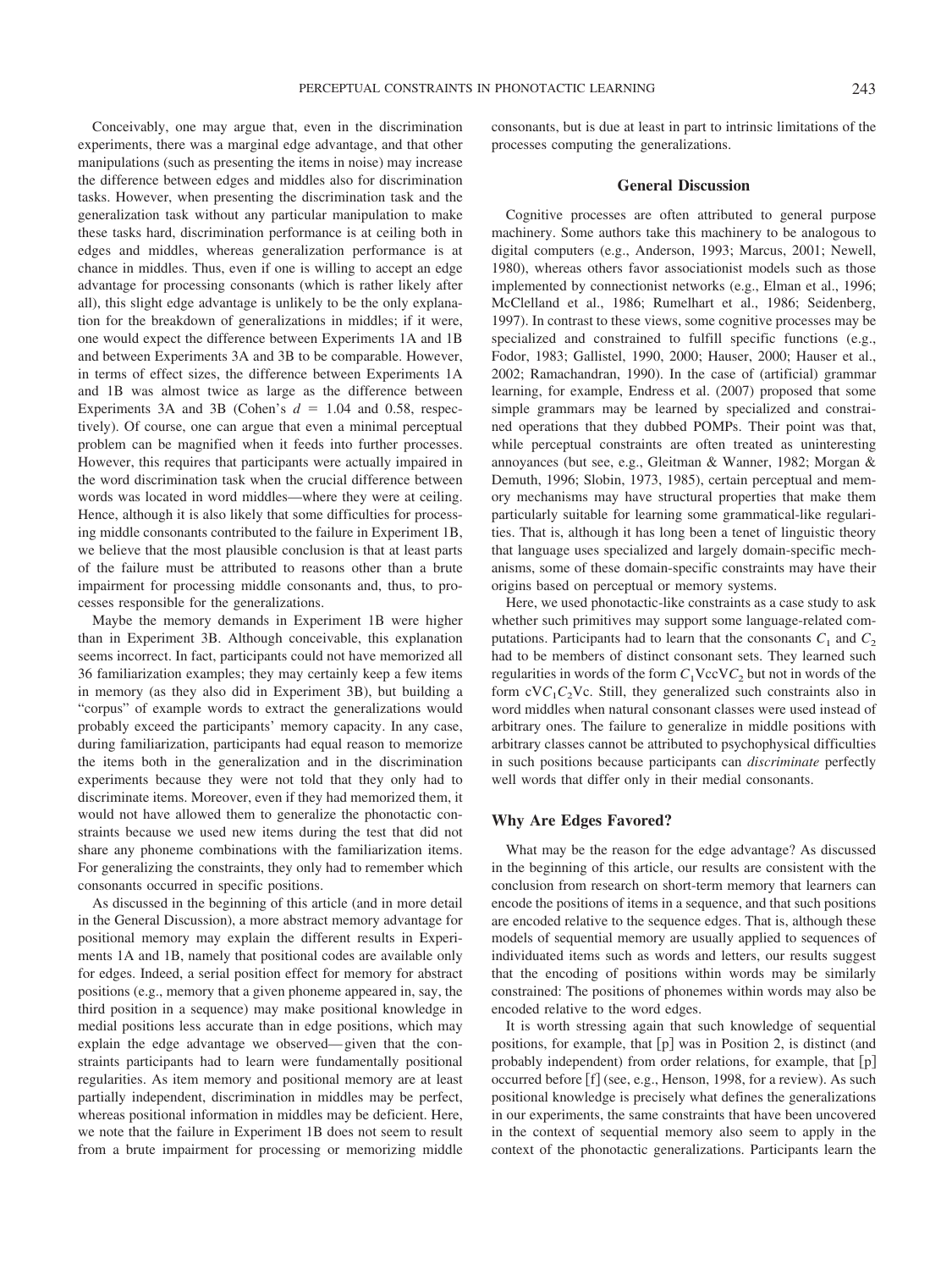Conceivably, one may argue that, even in the discrimination experiments, there was a marginal edge advantage, and that other manipulations (such as presenting the items in noise) may increase the difference between edges and middles also for discrimination tasks. However, when presenting the discrimination task and the generalization task without any particular manipulation to make these tasks hard, discrimination performance is at ceiling both in edges and middles, whereas generalization performance is at chance in middles. Thus, even if one is willing to accept an edge advantage for processing consonants (which is rather likely after all), this slight edge advantage is unlikely to be the only explanation for the breakdown of generalizations in middles; if it were, one would expect the difference between Experiments 1A and 1B and between Experiments 3A and 3B to be comparable. However, in terms of effect sizes, the difference between Experiments 1A and 1B was almost twice as large as the difference between Experiments 3A and 3B (Cohen's $d$ = 1.04 and 0.58, respectively). Of course, one can argue that even a minimal perceptual problem can be magnified when it feeds into further processes. However, this requires that participants were actually impaired in the word discrimination task when the crucial difference between words was located in word middles—where they were at ceiling. Hence, although it is also likely that some difficulties for processing middle consonants contributed to the failure in Experiment 1B, we believe that the most plausible conclusion is that at least parts of the failure must be attributed to reasons other than a brute impairment for processing middle consonants and, thus, to processes responsible for the generalizations.

Maybe the memory demands in Experiment 1B were higher than in Experiment 3B. Although conceivable, this explanation seems incorrect. In fact, participants could not have memorized all 36 familiarization examples; they may certainly keep a few items in memory (as they also did in Experiment 3B), but building a "corpus" of example words to extract the generalizations would probably exceed the participants' memory capacity. In any case, during familiarization, participants had equal reason to memorize the items both in the generalization and in the discrimination experiments because they were not told that they only had to discriminate items. Moreover, even if they had memorized them, it would not have allowed them to generalize the phonotactic constraints because we used new items during the test that did not share any phoneme combinations with the familiarization items. For generalizing the constraints, they only had to remember which consonants occurred in specific positions.

As discussed in the beginning of this article (and in more detail in the General Discussion), a more abstract memory advantage for positional memory may explain the different results in Experiments 1A and 1B, namely that positional codes are available only for edges. Indeed, a serial position effect for memory for abstract positions (e.g., memory that a given phoneme appeared in, say, the third position in a sequence) may make positional knowledge in medial positions less accurate than in edge positions, which may explain the edge advantage we observed—given that the constraints participants had to learn were fundamentally positional regularities. As item memory and positional memory are at least partially independent, discrimination in middles may be perfect, whereas positional information in middles may be deficient. Here, we note that the failure in Experiment 1B does not seem to result from a brute impairment for processing or memorizing middle consonants, but is due at least in part to intrinsic limitations of the processes computing the generalizations.

## General Discussion

Cognitive processes are often attributed to general purpose machinery. Some authors take this machinery to be analogous to digital computers (e.g., Anderson, 1993; Marcus, 2001; Newell, 1980), whereas others favor associationist models such as those implemented by connectionist networks (e.g., Elman et al., 1996; McClelland et al., 1986; Rumelhart et al., 1986; Seidenberg, 1997). In contrast to these views, some cognitive processes may be specialized and constrained to fulfill specific functions (e.g., Fodor, 1983; Gallistel, 1990, 2000; Hauser, 2000; Hauser et al., 2002; Ramachandran, 1990). In the case of (artificial) grammar learning, for example, Endress et al. (2007) proposed that some simple grammars may be learned by specialized and constrained operations that they dubbed POMPs. Their point was that, while perceptual constraints are often treated as uninteresting annoyances (but see, e.g., Gleitman & Wanner, 1982; Morgan & Demuth, 1996; Slobin, 1973, 1985), certain perceptual and memory mechanisms may have structural properties that make them particularly suitable for learning some grammatical-like regularities. That is, although it has long been a tenet of linguistic theory that language uses specialized and largely domain-specific mechanisms, some of these domain-specific constraints may have their origins based on perceptual or memory systems.

Here, we used phonotactic-like constraints as a case study to ask whether such primitives may support some language-related computations. Participants had to learn that the consonants $C_1$ and $C_2$ had to be members of distinct consonant sets. They learned such regularities in words of the form $C_1$Vcc$VC_2$ but not in words of the form c$VC_1C_2$Vc. Still, they generalized such constraints also in word middles when natural consonant classes were used instead of arbitrary ones. The failure to generalize in middle positions with arbitrary classes cannot be attributed to psychophysical difficulties in such positions because participants can *discriminate* perfectly well words that differ only in their medial consonants.

### Why Are Edges Favored?

What may be the reason for the edge advantage? As discussed in the beginning of this article, our results are consistent with the conclusion from research on short-term memory that learners can encode the positions of items in a sequence, and that such positions are encoded relative to the sequence edges. That is, although these models of sequential memory are usually applied to sequences of individuated items such as words and letters, our results suggest that the encoding of positions within words may be similarly constrained: The positions of phonemes within words may also be encoded relative to the word edges.

It is worth stressing again that such knowledge of sequential positions, for example, that [p] was in Position 2, is distinct (and probably independent) from order relations, for example, that [p] occurred before [f] (see, e.g., Henson, 1998, for a review). As such positional knowledge is precisely what defines the generalizations in our experiments, the same constraints that have been uncovered in the context of sequential memory also seem to apply in the context of the phonotactic generalizations. Participants learn the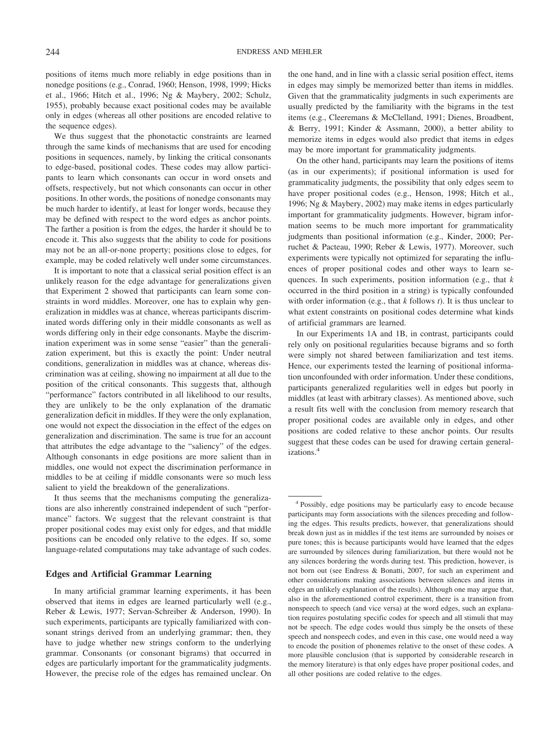positions of items much more reliably in edge positions than in nonedge positions (e.g., Conrad, 1960; Henson, 1998, 1999; Hicks et al., 1966; Hitch et al., 1996; Ng & Maybery, 2002; Schulz, 1955), probably because exact positional codes may be available only in edges (whereas all other positions are encoded relative to the sequence edges).

We thus suggest that the phonotactic constraints are learned through the same kinds of mechanisms that are used for encoding positions in sequences, namely, by linking the critical consonants to edge-based, positional codes. These codes may allow participants to learn which consonants can occur in word onsets and offsets, respectively, but not which consonants can occur in other positions. In other words, the positions of nonedge consonants may be much harder to identify, at least for longer words, because they may be defined with respect to the word edges as anchor points. The farther a position is from the edges, the harder it should be to encode it. This also suggests that the ability to code for positions may not be an all-or-none property; positions close to edges, for example, may be coded relatively well under some circumstances.

It is important to note that a classical serial position effect is an unlikely reason for the edge advantage for generalizations given that Experiment 2 showed that participants can learn some constraints in word middles. Moreover, one has to explain why generalization in middles was at chance, whereas participants discriminated words differing only in their middle consonants as well as words differing only in their edge consonants. Maybe the discrimination experiment was in some sense "easier" than the generalization experiment, but this is exactly the point: Under neutral conditions, generalization in middles was at chance, whereas discrimination was at ceiling, showing no impairment at all due to the position of the critical consonants. This suggests that, although "performance" factors contributed in all likelihood to our results, they are unlikely to be the only explanation of the dramatic generalization deficit in middles. If they were the only explanation, one would not expect the dissociation in the effect of the edges on generalization and discrimination. The same is true for an account that attributes the edge advantage to the "saliency" of the edges. Although consonants in edge positions are more salient than in middles, one would not expect the discrimination performance in middles to be at ceiling if middle consonants were so much less salient to yield the breakdown of the generalizations.

It thus seems that the mechanisms computing the generalizations are also inherently constrained independent of such "performance" factors. We suggest that the relevant constraint is that proper positional codes may exist only for edges, and that middle positions can be encoded only relative to the edges. If so, some language-related computations may take advantage of such codes.

## Edges and Artificial Grammar Learning

In many artificial grammar learning experiments, it has been observed that items in edges are learned particularly well (e.g., Reber & Lewis, 1977; Servan-Schreiber & Anderson, 1990). In such experiments, participants are typically familiarized with consonant strings derived from an underlying grammar; then, they have to judge whether new strings conform to the underlying grammar. Consonants (or consonant bigrams) that occurred in edges are particularly important for the grammaticality judgments. However, the precise role of the edges has remained unclear. On the one hand, and in line with a classic serial position effect, items in edges may simply be memorized better than items in middles. Given that the grammaticality judgments in such experiments are usually predicted by the familiarity with the bigrams in the test items (e.g., Cleeremans & McClelland, 1991; Dienes, Broadbent, & Berry, 1991; Kinder & Assmann, 2000), a better ability to memorize items in edges would also predict that items in edges may be more important for grammaticality judgments.

On the other hand, participants may learn the positions of items (as in our experiments); if positional information is used for grammaticality judgments, the possibility that only edges seem to have proper positional codes (e.g., Henson, 1998; Hitch et al., 1996; Ng & Maybery, 2002) may make items in edges particularly important for grammaticality judgments. However, bigram information seems to be much more important for grammaticality judgments than positional information (e.g., Kinder, 2000; Perruchet & Pacteau, 1990; Reber & Lewis, 1977). Moreover, such experiments were typically not optimized for separating the influences of proper positional codes and other ways to learn sequences. In such experiments, position information (e.g., that *k* occurred in the third position in a string) is typically confounded with order information (e.g., that *k* follows *t*). It is thus unclear to what extent constraints on positional codes determine what kinds of artificial grammars are learned.

In our Experiments 1A and 1B, in contrast, participants could rely only on positional regularities because bigrams and so forth were simply not shared between familiarization and test items. Hence, our experiments tested the learning of positional information unconfounded with order information. Under these conditions, participants generalized regularities well in edges but poorly in middles (at least with arbitrary classes). As mentioned above, such a result fits well with the conclusion from memory research that proper positional codes are available only in edges, and other positions are coded relative to these anchor points. Our results suggest that these codes can be used for drawing certain generalizations.[4]

[4] Possibly, edge positions may be particularly easy to encode because participants may form associations with the silences preceding and following the edges. This results predicts, however, that generalizations should break down just as in middles if the test items are surrounded by noises or pure tones; this is because participants would have learned that the edges are surrounded by silences during familiarization, but there would not be any silences bordering the words during test. This prediction, however, is not born out (see Endress & Bonatti, 2007, for such an experiment and other considerations making associations between silences and items in edges an unlikely explanation of the results). Although one may argue that, also in the aforementioned control experiment, there is a transition from nonspeech to speech (and vice versa) at the word edges, such an explanation requires postulating specific codes for speech and all stimuli that may not be speech. The edge codes would thus simply be the onsets of these speech and nonspeech codes, and even in this case, one would need a way to encode the position of phonemes relative to the onset of these codes. A more plausible conclusion (that is supported by considerable research in the memory literature) is that only edges have proper positional codes, and all other positions are coded relative to the edges.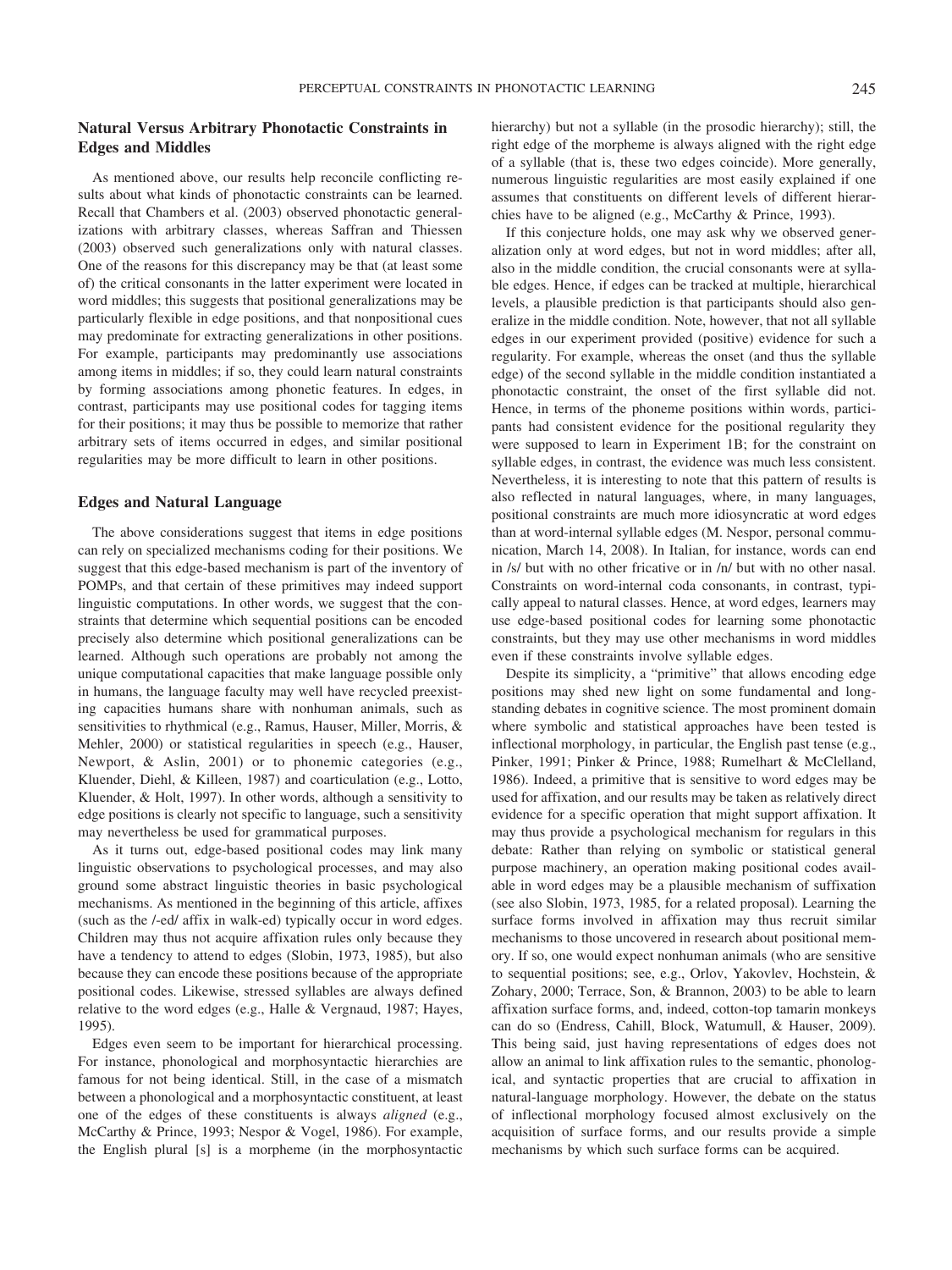## Natural Versus Arbitrary Phonotactic Constraints in Edges and Middles

As mentioned above, our results help reconcile conflicting results about what kinds of phonotactic constraints can be learned. Recall that Chambers et al. (2003) observed phonotactic generalizations with arbitrary classes, whereas Saffran and Thiessen (2003) observed such generalizations only with natural classes. One of the reasons for this discrepancy may be that (at least some of) the critical consonants in the latter experiment were located in word middles; this suggests that positional generalizations may be particularly flexible in edge positions, and that nonpositional cues may predominate for extracting generalizations in other positions. For example, participants may predominantly use associations among items in middles; if so, they could learn natural constraints by forming associations among phonetic features. In edges, in contrast, participants may use positional codes for tagging items for their positions; it may thus be possible to memorize that rather arbitrary sets of items occurred in edges, and similar positional regularities may be more difficult to learn in other positions.

## Edges and Natural Language

The above considerations suggest that items in edge positions can rely on specialized mechanisms coding for their positions. We suggest that this edge-based mechanism is part of the inventory of POMPs, and that certain of these primitives may indeed support linguistic computations. In other words, we suggest that the constraints that determine which sequential positions can be encoded precisely also determine which positional generalizations can be learned. Although such operations are probably not among the unique computational capacities that make language possible only in humans, the language faculty may well have recycled preexisting capacities humans share with nonhuman animals, such as sensitivities to rhythmical (e.g., Ramus, Hauser, Miller, Morris, & Mehler, 2000) or statistical regularities in speech (e.g., Hauser, Newport, & Aslin, 2001) or to phonemic categories (e.g., Kluender, Diehl, & Killeen, 1987) and coarticulation (e.g., Lotto, Kluender, & Holt, 1997). In other words, although a sensitivity to edge positions is clearly not specific to language, such a sensitivity may nevertheless be used for grammatical purposes.

As it turns out, edge-based positional codes may link many linguistic observations to psychological processes, and may also ground some abstract linguistic theories in basic psychological mechanisms. As mentioned in the beginning of this article, affixes (such as the /-ed/ affix in walk-ed) typically occur in word edges. Children may thus not acquire affixation rules only because they have a tendency to attend to edges (Slobin, 1973, 1985), but also because they can encode these positions because of the appropriate positional codes. Likewise, stressed syllables are always defined relative to the word edges (e.g., Halle & Vergnaud, 1987; Hayes, 1995).

Edges even seem to be important for hierarchical processing. For instance, phonological and morphosyntactic hierarchies are famous for not being identical. Still, in the case of a mismatch between a phonological and a morphosyntactic constituent, at least one of the edges of these constituents is always *aligned* (e.g., McCarthy & Prince, 1993; Nespor & Vogel, 1986). For example, the English plural [s] is a morpheme (in the morphosyntactic hierarchy) but not a syllable (in the prosodic hierarchy); still, the right edge of the morpheme is always aligned with the right edge of a syllable (that is, these two edges coincide). More generally, numerous linguistic regularities are most easily explained if one assumes that constituents on different levels of different hierarchies have to be aligned (e.g., McCarthy & Prince, 1993).

If this conjecture holds, one may ask why we observed generalization only at word edges, but not in word middles; after all, also in the middle condition, the crucial consonants were at syllable edges. Hence, if edges can be tracked at multiple, hierarchical levels, a plausible prediction is that participants should also generalize in the middle condition. Note, however, that not all syllable edges in our experiment provided (positive) evidence for such a regularity. For example, whereas the onset (and thus the syllable edge) of the second syllable in the middle condition instantiated a phonotactic constraint, the onset of the first syllable did not. Hence, in terms of the phoneme positions within words, participants had consistent evidence for the positional regularity they were supposed to learn in Experiment 1B; for the constraint on syllable edges, in contrast, the evidence was much less consistent. Nevertheless, it is interesting to note that this pattern of results is also reflected in natural languages, where, in many languages, positional constraints are much more idiosyncratic at word edges than at word-internal syllable edges (M. Nespor, personal communication, March 14, 2008). In Italian, for instance, words can end in /s/ but with no other fricative or in /n/ but with no other nasal. Constraints on word-internal coda consonants, in contrast, typically appeal to natural classes. Hence, at word edges, learners may use edge-based positional codes for learning some phonotactic constraints, but they may use other mechanisms in word middles even if these constraints involve syllable edges.

Despite its simplicity, a "primitive" that allows encoding edge positions may shed new light on some fundamental and longstanding debates in cognitive science. The most prominent domain where symbolic and statistical approaches have been tested is inflectional morphology, in particular, the English past tense (e.g., Pinker, 1991; Pinker & Prince, 1988; Rumelhart & McClelland, 1986). Indeed, a primitive that is sensitive to word edges may be used for affixation, and our results may be taken as relatively direct evidence for a specific operation that might support affixation. It may thus provide a psychological mechanism for regulars in this debate: Rather than relying on symbolic or statistical general purpose machinery, an operation making positional codes available in word edges may be a plausible mechanism of suffixation (see also Slobin, 1973, 1985, for a related proposal). Learning the surface forms involved in affixation may thus recruit similar mechanisms to those uncovered in research about positional memory. If so, one would expect nonhuman animals (who are sensitive to sequential positions; see, e.g., Orlov, Yakovlev, Hochstein, & Zohary, 2000; Terrace, Son, & Brannon, 2003) to be able to learn affixation surface forms, and, indeed, cotton-top tamarin monkeys can do so (Endress, Cahill, Block, Watumull, & Hauser, 2009). This being said, just having representations of edges does not allow an animal to link affixation rules to the semantic, phonological, and syntactic properties that are crucial to affixation in natural-language morphology. However, the debate on the status of inflectional morphology focused almost exclusively on the acquisition of surface forms, and our results provide a simple mechanisms by which such surface forms can be acquired.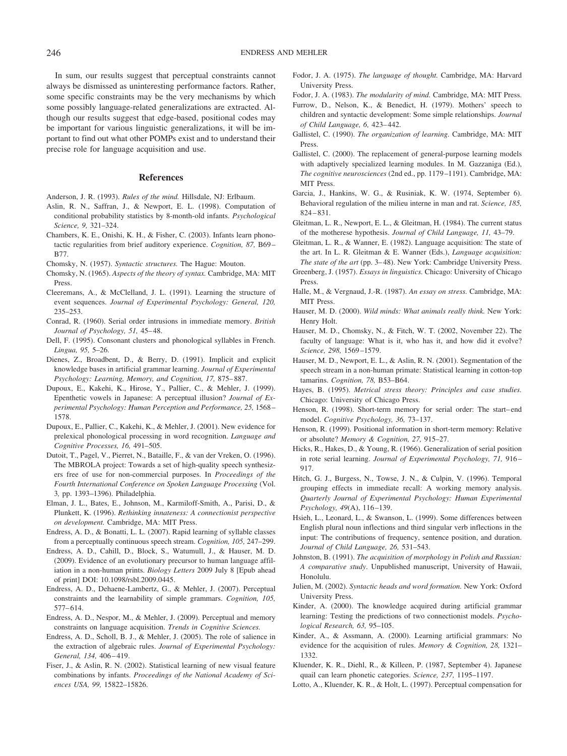In sum, our results suggest that perceptual constraints cannot always be dismissed as uninteresting performance factors. Rather, some specific constraints may be the very mechanisms by which some possibly language-related generalizations are extracted. Although our results suggest that edge-based, positional codes may be important for various linguistic generalizations, it will be important to find out what other POMPs exist and to understand their precise role for language acquisition and use.

## References

Anderson, J. R. (1993). *Rules of the mind.* Hillsdale, NJ: Erlbaum.

Aslin, R. N., Saffran, J., & Newport, E. L. (1998). Computation of conditional probability statistics by 8-month-old infants. *Psychological Science, 9,* 321–324.

Chambers, K. E., Onishi, K. H., & Fisher, C. (2003). Infants learn phonotactic regularities from brief auditory experience. *Cognition, 87,* B69–B77.

Chomsky, N. (1957). *Syntactic structures.* The Hague: Mouton.

Chomsky, N. (1965). *Aspects of the theory of syntax.* Cambridge, MA: MIT Press.

Cleeremans, A., & McClelland, J. L. (1991). Learning the structure of event sequences. *Journal of Experimental Psychology: General, 120,* 235–253.

Conrad, R. (1960). Serial order intrusions in immediate memory. *British Journal of Psychology, 51,* 45–48.

Dell, F. (1995). Consonant clusters and phonological syllables in French. *Lingua, 95,* 5–26.

Dienes, Z., Broadbent, D., & Berry, D. (1991). Implicit and explicit knowledge bases in artificial grammar learning. *Journal of Experimental Psychology: Learning, Memory, and Cognition, 17,* 875–887.

Dupoux, E., Kakehi, K., Hirose, Y., Pallier, C., & Mehler, J. (1999). Epenthetic vowels in Japanese: A perceptual illusion? *Journal of Experimental Psychology: Human Perception and Performance, 25,* 1568–1578.

Dupoux, E., Pallier, C., Kakehi, K., & Mehler, J. (2001). New evidence for prelexical phonological processing in word recognition. *Language and Cognitive Processes, 16,* 491–505.

Dutoit, T., Pagel, V., Pierret, N., Bataille, F., & van der Vreken, O. (1996). The MBROLA project: Towards a set of high-quality speech synthesizers free of use for non-commercial purposes. In *Proceedings of the Fourth International Conference on Spoken Language Processing* (Vol. 3, pp. 1393–1396). Philadelphia.

Elman, J. L., Bates, E., Johnson, M., Karmiloff-Smith, A., Parisi, D., & Plunkett, K. (1996). *Rethinking innateness: A connectionist perspective on development.* Cambridge, MA: MIT Press.

Endress, A. D., & Bonatti, L. L. (2007). Rapid learning of syllable classes from a perceptually continuous speech stream. *Cognition, 105,* 247–299.

Endress, A. D., Cahill, D., Block, S., Watumull, J., & Hauser, M. D. (2009). Evidence of an evolutionary precursor to human language affiliation in a non-human prints. *Biology Letters* 2009 July 8 [Epub ahead of print] DOI: 10.1098/rsbl.2009.0445.

Endress, A. D., Dehaene-Lambertz, G., & Mehler, J. (2007). Perceptual constraints and the learnability of simple grammars. *Cognition, 105,* 577–614.

Endress, A. D., Nespor, M., & Mehler, J. (2009). Perceptual and memory constraints on language acquisition. *Trends in Cognitive Sciences.*

Endress, A. D., Scholl, B. J., & Mehler, J. (2005). The role of salience in the extraction of algebraic rules. *Journal of Experimental Psychology: General, 134,* 406–419.

Fiser, J., & Aslin, R. N. (2002). Statistical learning of new visual feature combinations by infants. *Proceedings of the National Academy of Sciences USA, 99,* 15822–15826.

Fodor, J. A. (1975). *The language of thought.* Cambridge, MA: Harvard University Press.

Fodor, J. A. (1983). *The modularity of mind.* Cambridge, MA: MIT Press.

Furrow, D., Nelson, K., & Benedict, H. (1979). Mothers' speech to children and syntactic development: Some simple relationships. *Journal of Child Language, 6,* 423–442.

Gallistel, C. (1990). *The organization of learning.* Cambridge, MA: MIT Press.

Gallistel, C. (2000). The replacement of general-purpose learning models with adaptively specialized learning modules. In M. Gazzaniga (Ed.), *The cognitive neurosciences* (2nd ed., pp. 1179–1191). Cambridge, MA: MIT Press.

Garcia, J., Hankins, W. G., & Rusiniak, K. W. (1974, September 6). Behavioral regulation of the milieu interne in man and rat. *Science, 185,* 824–831.

Gleitman, L. R., Newport, E. L., & Gleitman, H. (1984). The current status of the motherese hypothesis. *Journal of Child Language, 11,* 43–79.

Gleitman, L. R., & Wanner, E. (1982). Language acquisition: The state of the art. In L. R. Gleitman & E. Wanner (Eds.), *Language acquisition: The state of the art* (pp. 3–48). New York: Cambridge University Press.

Greenberg, J. (1957). *Essays in linguistics.* Chicago: University of Chicago Press.

Halle, M., & Vergnaud, J.-R. (1987). *An essay on stress.* Cambridge, MA: MIT Press.

Hauser, M. D. (2000). *Wild minds: What animals really think.* New York: Henry Holt.

Hauser, M. D., Chomsky, N., & Fitch, W. T. (2002, November 22). The faculty of language: What is it, who has it, and how did it evolve? *Science, 298,* 1569–1579.

Hauser, M. D., Newport, E. L., & Aslin, R. N. (2001). Segmentation of the speech stream in a non-human primate: Statistical learning in cotton-top tamarins. *Cognition, 78,* B53–B64.

Hayes, B. (1995). *Metrical stress theory: Principles and case studies.* Chicago: University of Chicago Press.

Henson, R. (1998). Short-term memory for serial order: The start–end model. *Cognitive Psychology, 36,* 73–137.

Henson, R. (1999). Positional information in short-term memory: Relative or absolute? *Memory & Cognition, 27,* 915–27.

Hicks, R., Hakes, D., & Young, R. (1966). Generalization of serial position in rote serial learning. *Journal of Experimental Psychology, 71,* 916–917.

Hitch, G. J., Burgess, N., Towse, J. N., & Culpin, V. (1996). Temporal grouping effects in immediate recall: A working memory analysis. *Quarterly Journal of Experimental Psychology: Human Experimental Psychology, 49*(A), 116–139.

Hsieh, L., Leonard, L., & Swanson, L. (1999). Some differences between English plural noun inflections and third singular verb inflections in the input: The contributions of frequency, sentence position, and duration. *Journal of Child Language, 26,* 531–543.

Johnston, B. (1991). *The acquisition of morphology in Polish and Russian: A comparative study*. Unpublished manuscript, University of Hawaii, Honolulu.

Julien, M. (2002). *Syntactic heads and word formation.* New York: Oxford University Press.

Kinder, A. (2000). The knowledge acquired during artificial grammar learning: Testing the predictions of two connectionist models. *Psychological Research, 63,* 95–105.

Kinder, A., & Assmann, A. (2000). Learning artificial grammars: No evidence for the acquisition of rules. *Memory & Cognition, 28,* 1321–1332.

Kluender, K. R., Diehl, R., & Killeen, P. (1987, September 4). Japanese quail can learn phonetic categories. *Science, 237,* 1195–1197.

Lotto, A., Kluender, K. R., & Holt, L. (1997). Perceptual compensation for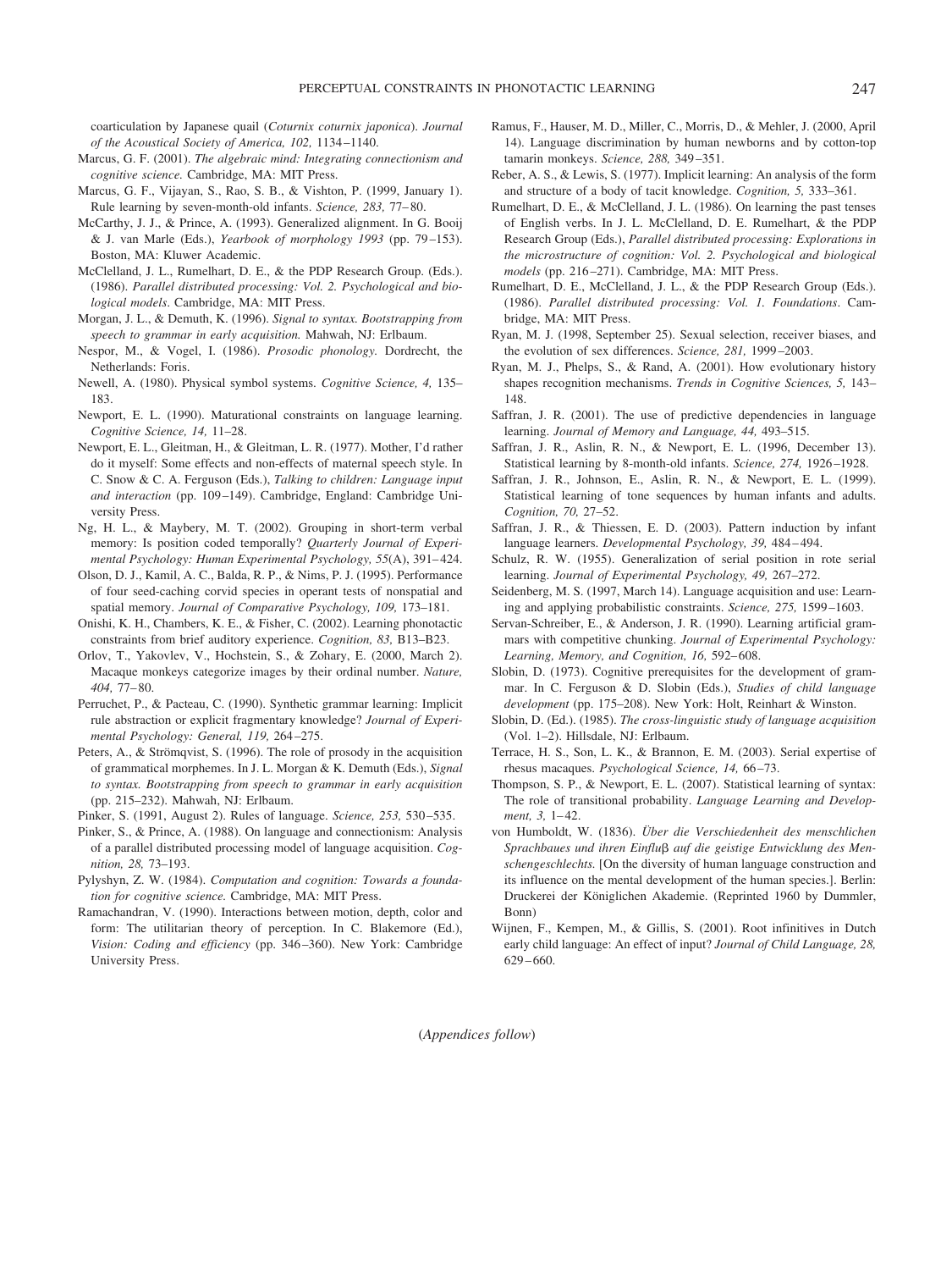coarticulation by Japanese quail (*Coturnix coturnix japonica*). *Journal of the Acoustical Society of America, 102,* 1134–1140.

Marcus, G. F. (2001). *The algebraic mind: Integrating connectionism and cognitive science.* Cambridge, MA: MIT Press.

Marcus, G. F., Vijayan, S., Rao, S. B., & Vishton, P. (1999, January 1). Rule learning by seven-month-old infants. *Science, 283,* 77–80.

McCarthy, J. J., & Prince, A. (1993). Generalized alignment. In G. Booij & J. van Marle (Eds.), *Yearbook of morphology 1993* (pp. 79–153). Boston, MA: Kluwer Academic.

McClelland, J. L., Rumelhart, D. E., & the PDP Research Group. (Eds.). (1986). *Parallel distributed processing: Vol. 2. Psychological and biological models*. Cambridge, MA: MIT Press.

Morgan, J. L., & Demuth, K. (1996). *Signal to syntax. Bootstrapping from speech to grammar in early acquisition.* Mahwah, NJ: Erlbaum.

Nespor, M., & Vogel, I. (1986). *Prosodic phonology.* Dordrecht, the Netherlands: Foris.

Newell, A. (1980). Physical symbol systems. *Cognitive Science, 4,* 135–183.

Newport, E. L. (1990). Maturational constraints on language learning. *Cognitive Science, 14,* 11–28.

Newport, E. L., Gleitman, H., & Gleitman, L. R. (1977). Mother, I'd rather do it myself: Some effects and non-effects of maternal speech style. In C. Snow & C. A. Ferguson (Eds.), *Talking to children: Language input and interaction* (pp. 109–149). Cambridge, England: Cambridge University Press.

Ng, H. L., & Maybery, M. T. (2002). Grouping in short-term verbal memory: Is position coded temporally? *Quarterly Journal of Experimental Psychology: Human Experimental Psychology, 55*(A), 391–424.

Olson, D. J., Kamil, A. C., Balda, R. P., & Nims, P. J. (1995). Performance of four seed-caching corvid species in operant tests of nonspatial and spatial memory. *Journal of Comparative Psychology, 109,* 173–181.

Onishi, K. H., Chambers, K. E., & Fisher, C. (2002). Learning phonotactic constraints from brief auditory experience. *Cognition, 83,* B13–B23.

Orlov, T., Yakovlev, V., Hochstein, S., & Zohary, E. (2000, March 2). Macaque monkeys categorize images by their ordinal number. *Nature, 404,* 77–80.

Perruchet, P., & Pacteau, C. (1990). Synthetic grammar learning: Implicit rule abstraction or explicit fragmentary knowledge? *Journal of Experimental Psychology: General, 119,* 264–275.

Peters, A., & Strömqvist, S. (1996). The role of prosody in the acquisition of grammatical morphemes. In J. L. Morgan & K. Demuth (Eds.), *Signal to syntax. Bootstrapping from speech to grammar in early acquisition* (pp. 215–232). Mahwah, NJ: Erlbaum.

Pinker, S. (1991, August 2). Rules of language. *Science, 253,* 530–535.

Pinker, S., & Prince, A. (1988). On language and connectionism: Analysis of a parallel distributed processing model of language acquisition. *Cognition, 28,* 73–193.

Pylyshyn, Z. W. (1984). *Computation and cognition: Towards a foundation for cognitive science.* Cambridge, MA: MIT Press.

Ramachandran, V. (1990). Interactions between motion, depth, color and form: The utilitarian theory of perception. In C. Blakemore (Ed.), *Vision: Coding and efficiency* (pp. 346–360). New York: Cambridge University Press.

Ramus, F., Hauser, M. D., Miller, C., Morris, D., & Mehler, J. (2000, April 14). Language discrimination by human newborns and by cotton-top tamarin monkeys. *Science, 288,* 349–351.

Reber, A. S., & Lewis, S. (1977). Implicit learning: An analysis of the form and structure of a body of tacit knowledge. *Cognition, 5,* 333–361.

Rumelhart, D. E., & McClelland, J. L. (1986). On learning the past tenses of English verbs. In J. L. McClelland, D. E. Rumelhart, & the PDP Research Group (Eds.), *Parallel distributed processing: Explorations in the microstructure of cognition: Vol. 2. Psychological and biological models* (pp. 216–271). Cambridge, MA: MIT Press.

Rumelhart, D. E., McClelland, J. L., & the PDP Research Group (Eds.). (1986). *Parallel distributed processing: Vol. 1. Foundations*. Cambridge, MA: MIT Press.

Ryan, M. J. (1998, September 25). Sexual selection, receiver biases, and the evolution of sex differences. *Science, 281,* 1999–2003.

Ryan, M. J., Phelps, S., & Rand, A. (2001). How evolutionary history shapes recognition mechanisms. *Trends in Cognitive Sciences, 5,* 143–148.

Saffran, J. R. (2001). The use of predictive dependencies in language learning. *Journal of Memory and Language, 44,* 493–515.

Saffran, J. R., Aslin, R. N., & Newport, E. L. (1996, December 13). Statistical learning by 8-month-old infants. *Science, 274,* 1926–1928.

Saffran, J. R., Johnson, E., Aslin, R. N., & Newport, E. L. (1999). Statistical learning of tone sequences by human infants and adults. *Cognition, 70,* 27–52.

Saffran, J. R., & Thiessen, E. D. (2003). Pattern induction by infant language learners. *Developmental Psychology, 39,* 484–494.

Schulz, R. W. (1955). Generalization of serial position in rote serial learning. *Journal of Experimental Psychology, 49,* 267–272.

Seidenberg, M. S. (1997, March 14). Language acquisition and use: Learning and applying probabilistic constraints. *Science, 275,* 1599–1603.

Servan-Schreiber, E., & Anderson, J. R. (1990). Learning artificial grammars with competitive chunking. *Journal of Experimental Psychology: Learning, Memory, and Cognition, 16,* 592–608.

Slobin, D. (1973). Cognitive prerequisites for the development of grammar. In C. Ferguson & D. Slobin (Eds.), *Studies of child language development* (pp. 175–208). New York: Holt, Reinhart & Winston.

Slobin, D. (Ed.). (1985). *The cross-linguistic study of language acquisition* (Vol. 1–2). Hillsdale, NJ: Erlbaum.

Terrace, H. S., Son, L. K., & Brannon, E. M. (2003). Serial expertise of rhesus macaques. *Psychological Science, 14,* 66–73.

Thompson, S. P., & Newport, E. L. (2007). Statistical learning of syntax: The role of transitional probability. *Language Learning and Development, 3,* 1–42.

von Humboldt, W. (1836). *Über die Verschiedenheit des menschlichen Sprachbaues und ihren Einflußauf die geistige Entwicklung des Menschengeschlechts.* [On the diversity of human language construction and its influence on the mental development of the human species.]. Berlin: Druckerei der Königlichen Akademie. (Reprinted 1960 by Dummler, Bonn)

Wijnen, F., Kempen, M., & Gillis, S. (2001). Root infinitives in Dutch early child language: An effect of input? *Journal of Child Language, 28,* 629–660.

(*Appendices follow*)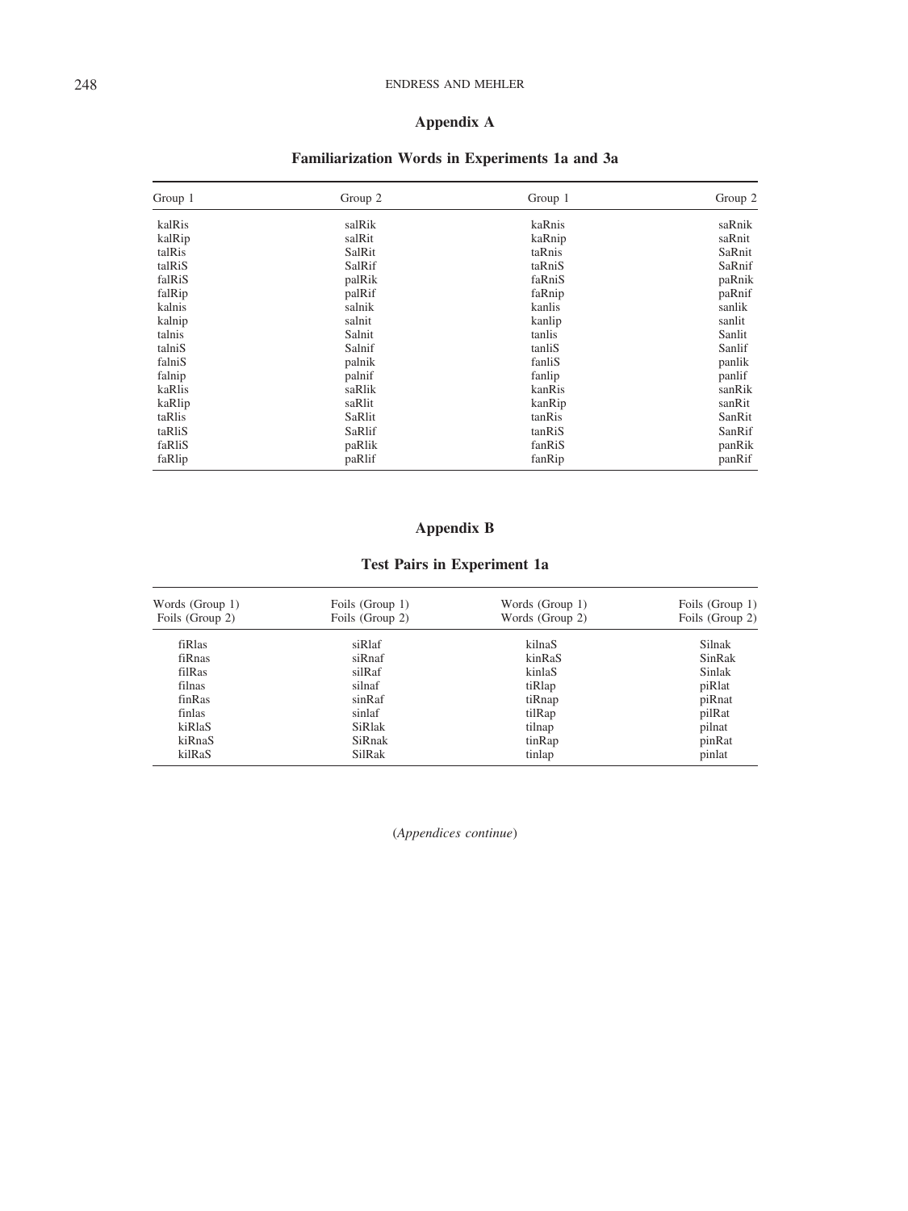## Appendix A

### Familiarization Words in Experiments 1a and 3a

| Group 1 | Group 2 | Group 1 | Group 2 |
|---|---|---|---|
| kalRis | salRik | kaRnis | saRnik |
| kalRip | salRit | kaRnip | saRnit |
| talRis | SalRit | taRnis | SaRnit |
| talRiS | SalRif | taRniS | SaRnif |
| falRiS | palRik | faRniS | paRnik |
| falRip | palRif | faRnip | paRnif |
| kalnis | salnik | kanlis | sanlik |
| kalnip | salnit | kanlip | sanlit |
| talnis | Salnit | tanlis | Sanlit |
| talniS | Salnif | tanliS | Sanlif |
| falniS | palnik | fanliS | panlik |
| falnip | palnif | fanlip | panlif |
| kaRlis | saRlik | kanRis | sanRik |
| kaRlip | saRlit | kanRip | sanRit |
| taRlis | SaRlit | tanRis | SanRit |
| taRliS | SaRlif | tanRiS | SanRif |
| faRliS | paRlik | fanRiS | panRik |
| faRlip | paRlif | fanRip | panRif |

## Appendix B

### Test Pairs in Experiment 1a

| Words (Group 1) Foils (Group 2) | Foils (Group 1) Foils (Group 2) | Words (Group 1) Words (Group 2) | Foils (Group 1) Foils (Group 2) |
|---|---|---|---|
| fiRlas | siRlaf | kilnaS | Silnak |
| fiRnas | siRnaf | kinRaS | SinRak |
| filRas | silRaf | kinlaS | Sinlak |
| filnas | silnaf | tiRlap | piRlat |
| finRas | sinRaf | tiRnap | piRnat |
| finlas | sinlaf | tilRap | pilRat |
| kiRlaS | SiRlak | tilnap | pilnat |
| kiRnaS | SiRnak | tinRap | pinRat |
| kilRaS | SilRak | tinlap | pinlat |

(*Appendices continue*)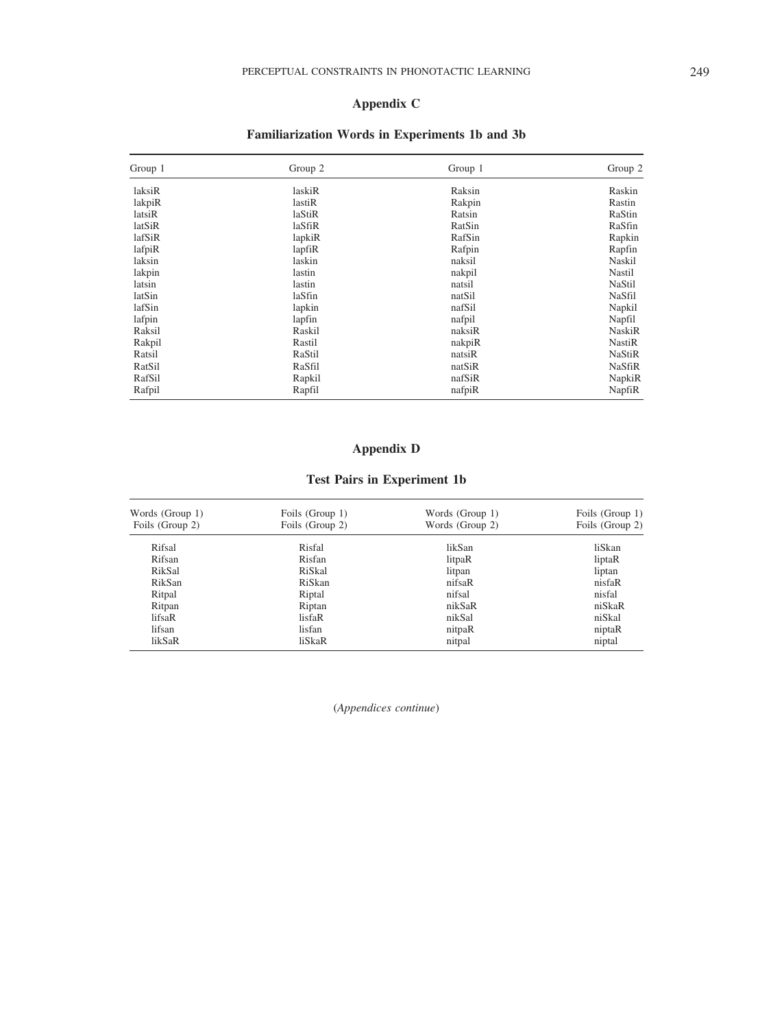## Appendix C

### Familiarization Words in Experiments 1b and 3b

| Group 1 | Group 2 | Group 1 | Group 2 |
|---|---|---|---|
| laksiR | laskiR | Raksin | Raskin |
| lakpiR | lastiR | Rakpin | Rastin |
| latsiR | laStiR | Ratsin | RaStin |
| latSiR | laSfiR | RatSin | RaSfin |
| lafSiR | lapkiR | RafSin | Rapkin |
| lafpiR | lapfiR | Rafpin | Rapfin |
| laksin | laskin | naksil | Naskil |
| lakpin | lastin | nakpil | Nastil |
| latsin | lastin | natsil | NaStil |
| latSin | laSfin | natSil | NaSfil |
| lafSin | lapkin | nafSil | Napkil |
| lafpin | lapfin | nafpil | Napfil |
| Raksil | Raskil | naksiR | NaskiR |
| Rakpil | Rastil | nakpiR | NastiR |
| Ratsil | RaStil | natsiR | NaStiR |
| RatSil | RaSfil | natSiR | NaSfiR |
| RafSil | Rapkil | nafSiR | NapkiR |
| Rafpil | Rapfil | nafpiR | NapfiR |

## Appendix D

### Test Pairs in Experiment 1b

| Words (Group 1)<br>Foils (Group 2) | Foils (Group 1)<br>Foils (Group 2) | Words (Group 1)<br>Words (Group 2) | Foils (Group 1)<br>Foils (Group 2) |
|---|---|---|---|
| Rifsal | Risfal | likSan | liSkan |
| Rifsan | Risfan | litpaR | liptaR |
| RikSal | RiSkal | litpan | liptan |
| RikSan | RiSkan | nifsaR | nisfaR |
| Ritpal | Riptal | nifsal | nisfal |
| Ritpan | Riptan | nikSaR | niSkaR |
| lifsaR | lisfaR | nikSal | niSkal |
| lifsan | lisfan | nitpaR | niptaR |
| likSaR | liSkaR | nitpal | niptal |

(*Appendices continue*)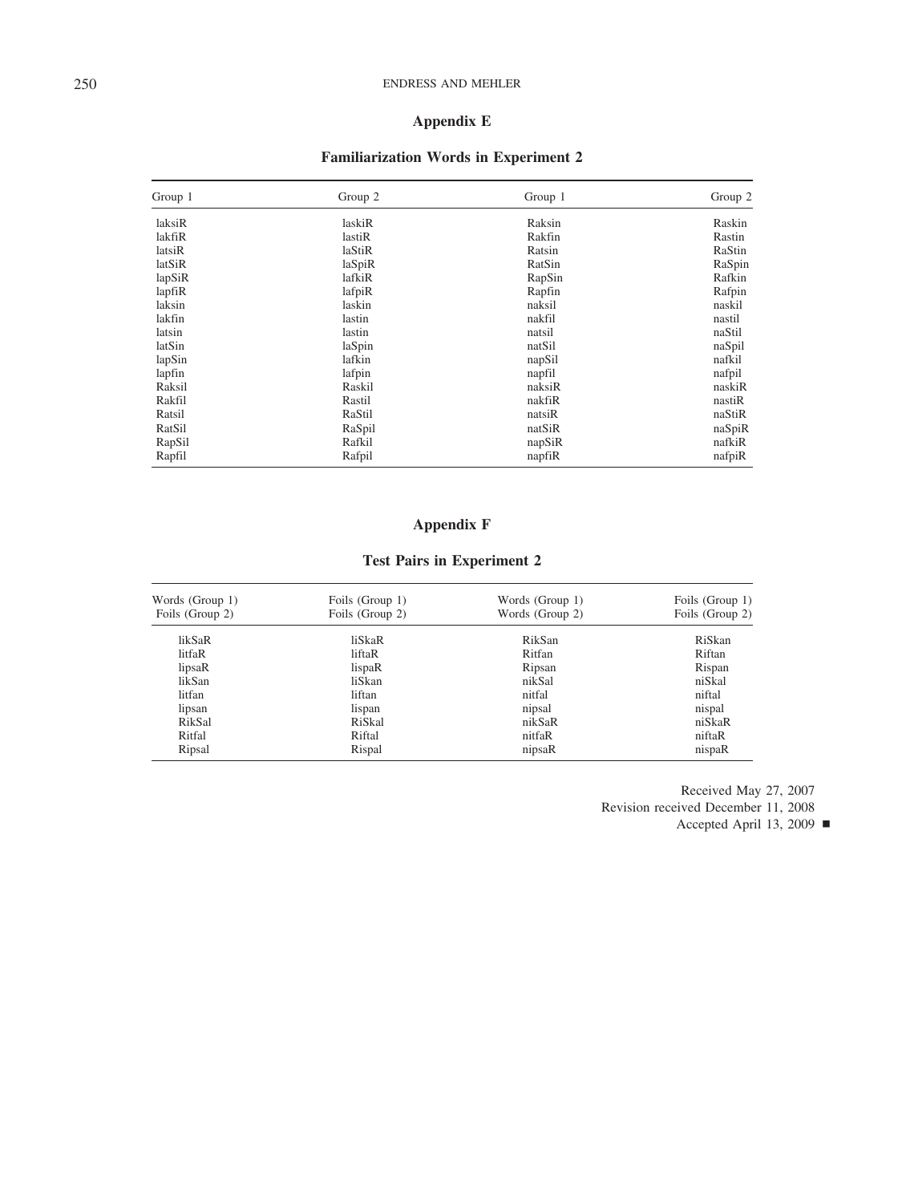## Appendix E

### Familiarization Words in Experiment 2

| Group 1 | Group 2 | Group 1 | Group 2 |
|---|---|---|---|
| laksiR | laskiR | Raksin | Raskin |
| lakfiR | lastiR | Rakfin | Rastin |
| latsiR | laStiR | Ratsin | RaStin |
| latSiR | laSpiR | RatSin | RaSpin |
| lapSiR | lafkiR | RapSin | Rafkin |
| lapfiR | lafpiR | Rapfin | Rafpin |
| laksin | laskin | naksil | naskil |
| lakfin | lastin | nakfil | nastil |
| latsin | lastin | natsil | naStil |
| latSin | laSpin | natSil | naSpil |
| lapSin | lafkin | napSil | nafkil |
| lapfin | lafpin | napfil | nafpil |
| Raksil | Raskil | naksiR | naskiR |
| Rakfil | Rastil | nakfiR | nastiR |
| Ratsil | RaStil | natsiR | naStiR |
| RatSil | RaSpil | natSiR | naSpiR |
| RapSil | Rafkil | napSiR | nafkiR |
| Rapfil | Rafpil | napfiR | nafpiR |

## Appendix F

### Test Pairs in Experiment 2

| Words (Group 1) Foils (Group 2) | Foils (Group 1) Foils (Group 2) | Words (Group 1) Words (Group 2) | Foils (Group 1) Foils (Group 2) |
|---|---|---|---|
| likSaR | liSkaR | RikSan | RiSkan |
| litfaR | liftaR | Ritfan | Riftan |
| lipsaR | lispaR | Ripsan | Rispan |
| likSan | liSkan | nikSal | niSkal |
| litfan | liftan | nitfal | niftal |
| lipsan | lispan | nipsal | nispal |
| RikSal | RiSkal | nikSaR | niSkaR |
| Ritfal | Riftal | nitfaR | niftaR |
| Ripsal | Rispal | nipsaR | nispaR |

Received May 27, 2007
Revision received December 11, 2008
Accepted April 13, 2009 ■